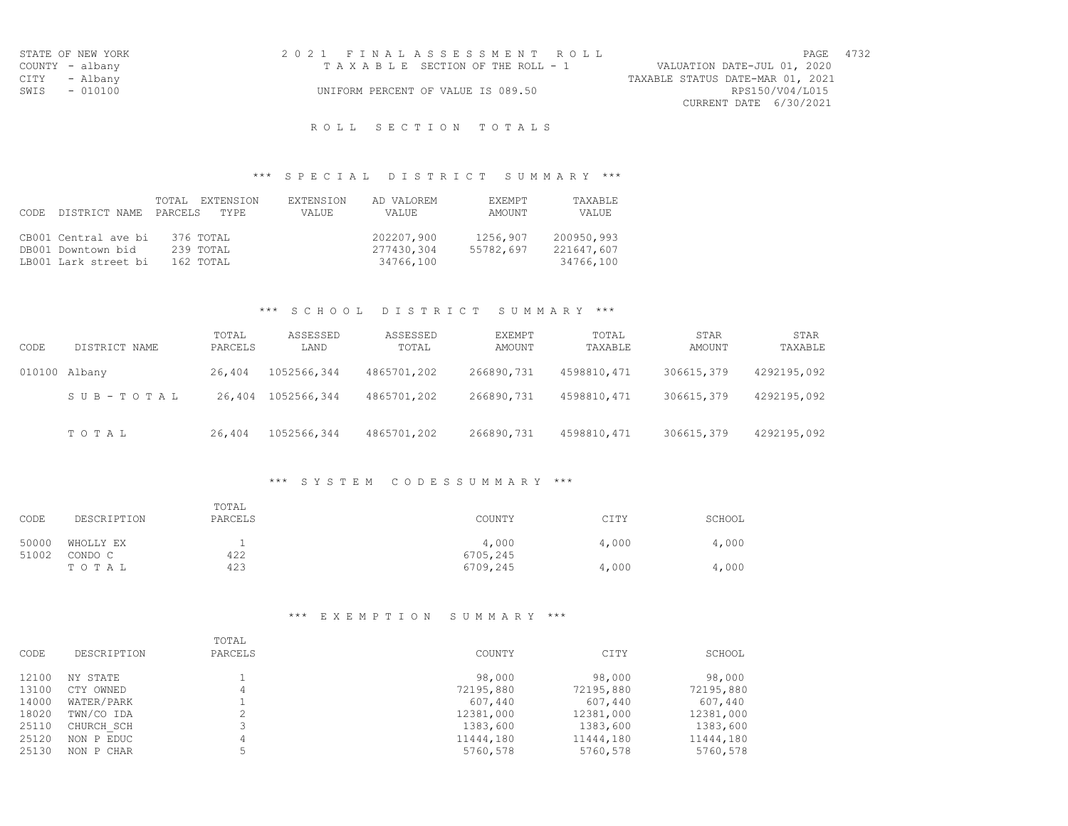STATE OF NEW YORK
COUNTY - albany
CITY - Albany
SWIS - 010100

# 2021 FINAL ASSESSMENT ROLL

TAXABLE SECTION OF THE ROLL - 1

UNIFORM PERCENT OF VALUE IS 089.50

VALUATION DATE-JUL 01, 2020
TAXABLE STATUS DATE-MAR 01, 2021
RPS150/V04/L015
CURRENT DATE 6/30/2021

## ROLL SECTION TOTALS

### *** SPECIAL DISTRICT SUMMARY ***

| CODE DISTRICT NAME | TOTAL PARCELS | EXTENSION TYPE | EXTENSION VALUE | AD VALOREM VALUE | EXEMPT AMOUNT | TAXABLE VALUE |
|---|---|---|---|---|---|---|
| CB001 Central ave bi | 376 | TOTAL | | 202207,900 | 1256,907 | 200950,993 |
| DB001 Downtown bid | 239 | TOTAL | | 277430,304 | 55782,697 | 221647,607 |
| LB001 Lark street bi | 162 | TOTAL | | 34766,100 | | 34766,100 |

### *** SCHOOL DISTRICT SUMMARY ***

| CODE | DISTRICT NAME | TOTAL PARCELS | ASSESSED LAND | ASSESSED TOTAL | EXEMPT AMOUNT | TOTAL TAXABLE | STAR AMOUNT | STAR TAXABLE |
|---|---|---|---|---|---|---|---|---|
| 010100 | Albany | 26,404 | 1052566,344 | 4865701,202 | 266890,731 | 4598810,471 | 306615,379 | 4292195,092 |
| | SUB-TOTAL | 26,404 | 1052566,344 | 4865701,202 | 266890,731 | 4598810,471 | 306615,379 | 4292195,092 |
| | TOTAL | 26,404 | 1052566,344 | 4865701,202 | 266890,731 | 4598810,471 | 306615,379 | 4292195,092 |

### *** SYSTEM CODES SUMMARY ***

| CODE | DESCRIPTION | TOTAL PARCELS | COUNTY | CITY | SCHOOL |
|---|---|---|---|---|---|
| 50000 | WHOLLY EX | 1 | 4,000 | 4,000 | 4,000 |
| 51002 | CONDO C | 422 | 6705,245 | | |
| | TOTAL | 423 | 6709,245 | 4,000 | 4,000 |

### *** EXEMPTION SUMMARY ***

| CODE | DESCRIPTION | TOTAL PARCELS | COUNTY | CITY | SCHOOL |
|---|---|---|---|---|---|
| 12100 | NY STATE | 1 | 98,000 | 98,000 | 98,000 |
| 13100 | CTY OWNED | 4 | 72195,880 | 72195,880 | 72195,880 |
| 14000 | WATER/PARK | 1 | 607,440 | 607,440 | 607,440 |
| 18020 | TWN/CO IDA | 2 | 12381,000 | 12381,000 | 12381,000 |
| 25110 | CHURCH_SCH | 3 | 1383,600 | 1383,600 | 1383,600 |
| 25120 | NON P EDUC | 4 | 11444,180 | 11444,180 | 11444,180 |
| 25130 | NON P CHAR | 5 | 5760,578 | 5760,578 | 5760,578 |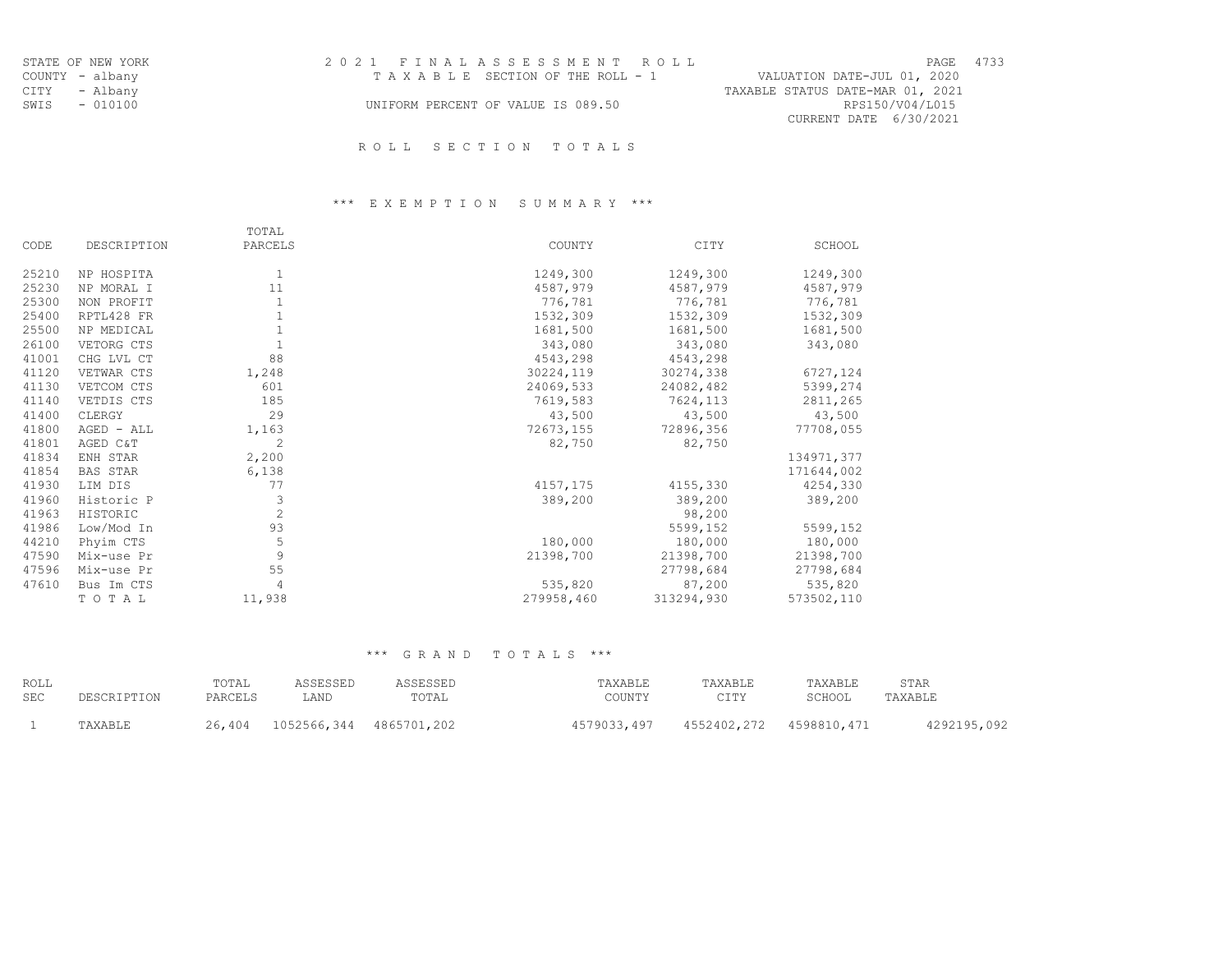STATE OF NEW YORK
COUNTY - albany
CITY - Albany
SWIS - 010100

# 2021 FINAL ASSESSMENT ROLL

TAXABLE SECTION OF THE ROLL - 1

UNIFORM PERCENT OF VALUE IS 089.50

VALUATION DATE-JUL 01, 2020
TAXABLE STATUS DATE-MAR 01, 2021
RPS150/V04/L015
CURRENT DATE 6/30/2021

## ROLL SECTION TOTALS

### *** EXEMPTION SUMMARY ***

| CODE | DESCRIPTION | TOTAL PARCELS | COUNTY | CITY | SCHOOL |
|---|---|---|---|---|---|
| 25210 | NP HOSPITA | 1 | 1249,300 | 1249,300 | 1249,300 |
| 25230 | NP MORAL I | 11 | 4587,979 | 4587,979 | 4587,979 |
| 25300 | NON PROFIT | 1 | 776,781 | 776,781 | 776,781 |
| 25400 | RPTL428 FR | 1 | 1532,309 | 1532,309 | 1532,309 |
| 25500 | NP MEDICAL | 1 | 1681,500 | 1681,500 | 1681,500 |
| 26100 | VETORG CTS | 1 | 343,080 | 343,080 | 343,080 |
| 41001 | CHG LVL CT | 88 | 4543,298 | 4543,298 | |
| 41120 | VETWAR CTS | 1,248 | 30224,119 | 30274,338 | 6727,124 |
| 41130 | VETCOM CTS | 601 | 24069,533 | 24082,482 | 5399,274 |
| 41140 | VETDIS CTS | 185 | 7619,583 | 7624,113 | 2811,265 |
| 41400 | CLERGY | 29 | 43,500 | 43,500 | 43,500 |
| 41800 | AGED - ALL | 1,163 | 72673,155 | 72896,356 | 77708,055 |
| 41801 | AGED C&T | 2 | 82,750 | 82,750 | |
| 41834 | ENH STAR | 2,200 | | | 134971,377 |
| 41854 | BAS STAR | 6,138 | | | 171644,002 |
| 41930 | LIM DIS | 77 | 4157,175 | 4155,330 | 4254,330 |
| 41960 | Historic P | 3 | 389,200 | 389,200 | 389,200 |
| 41963 | HISTORIC | 2 | | 98,200 | |
| 41986 | Low/Mod In | 93 | | 5599,152 | 5599,152 |
| 44210 | Phyim CTS | 5 | 180,000 | 180,000 | 180,000 |
| 47590 | Mix-use Pr | 9 | 21398,700 | 21398,700 | 21398,700 |
| 47596 | Mix-use Pr | 55 | | 27798,684 | 27798,684 |
| 47610 | Bus Im CTS | 4 | 535,820 | 87,200 | 535,820 |
| | TOTAL | 11,938 | 279958,460 | 313294,930 | 573502,110 |

### *** GRAND TOTALS ***

| ROLL SEC | DESCRIPTION | TOTAL PARCELS | ASSESSED LAND | ASSESSED TOTAL | TAXABLE COUNTY | TAXABLE CITY | TAXABLE SCHOOL | STAR TAXABLE |
|---|---|---|---|---|---|---|---|---|
| 1 | TAXABLE | 26,404 | 1052566,344 | 4865701,202 | 4579033,497 | 4552402,272 | 4598810,471 | 4292195,092 |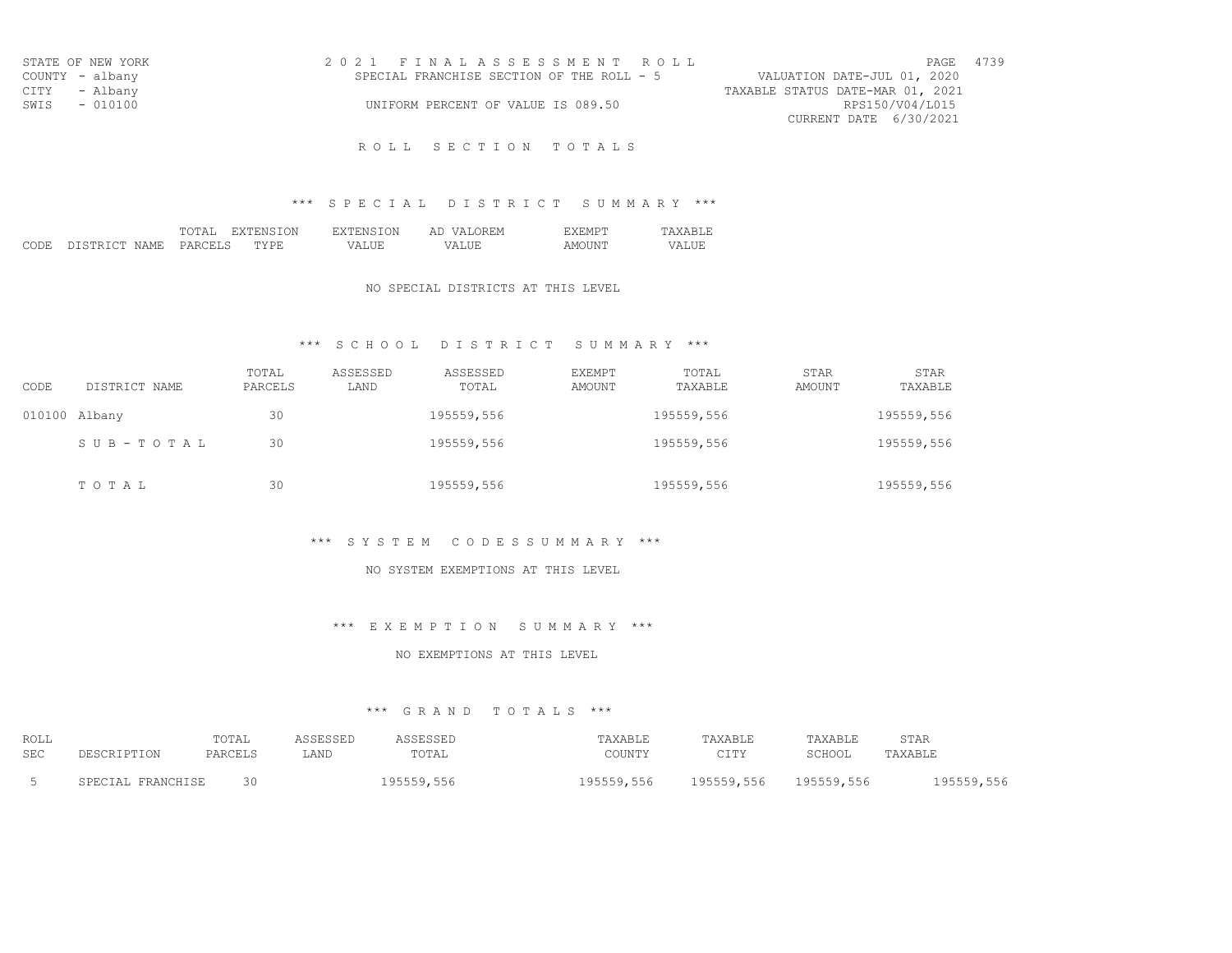STATE OF NEW YORK
COUNTY - albany
CITY - Albany
SWIS - 010100

# 2021 FINAL ASSESSMENT ROLL

SPECIAL FRANCHISE SECTION OF THE ROLL - 5

UNIFORM PERCENT OF VALUE IS 089.50

VALUATION DATE-JUL 01, 2020
TAXABLE STATUS DATE-MAR 01, 2021
RPS150/V04/L015
CURRENT DATE 6/30/2021

## ROLL SECTION TOTALS

### *** SPECIAL DISTRICT SUMMARY ***

| CODE | DISTRICT NAME | TOTAL PARCELS | EXTENSION TYPE | EXTENSION VALUE | AD VALOREM VALUE | EXEMPT AMOUNT | TAXABLE VALUE |
|---|---|---|---|---|---|---|---|

NO SPECIAL DISTRICTS AT THIS LEVEL

### *** SCHOOL DISTRICT SUMMARY ***

| CODE | DISTRICT NAME | TOTAL PARCELS | ASSESSED LAND | ASSESSED TOTAL | EXEMPT AMOUNT | TOTAL TAXABLE | STAR AMOUNT | STAR TAXABLE |
|---|---|---|---|---|---|---|---|---|
| 010100 | Albany | 30 | | 195559,556 | | 195559,556 | | 195559,556 |
| | SUB-TOTAL | 30 | | 195559,556 | | 195559,556 | | 195559,556 |
| | TOTAL | 30 | | 195559,556 | | 195559,556 | | 195559,556 |

### *** SYSTEM CODES SUMMARY ***

NO SYSTEM EXEMPTIONS AT THIS LEVEL

### *** EXEMPTION SUMMARY ***

NO EXEMPTIONS AT THIS LEVEL

### *** GRAND TOTALS ***

| ROLL SEC | DESCRIPTION | TOTAL PARCELS | ASSESSED LAND | ASSESSED TOTAL | TAXABLE COUNTY | TAXABLE CITY | TAXABLE SCHOOL | STAR TAXABLE |
|---|---|---|---|---|---|---|---|---|
| 5 | SPECIAL FRANCHISE | 30 | | 195559,556 | 195559,556 | 195559,556 | 195559,556 | 195559,556 |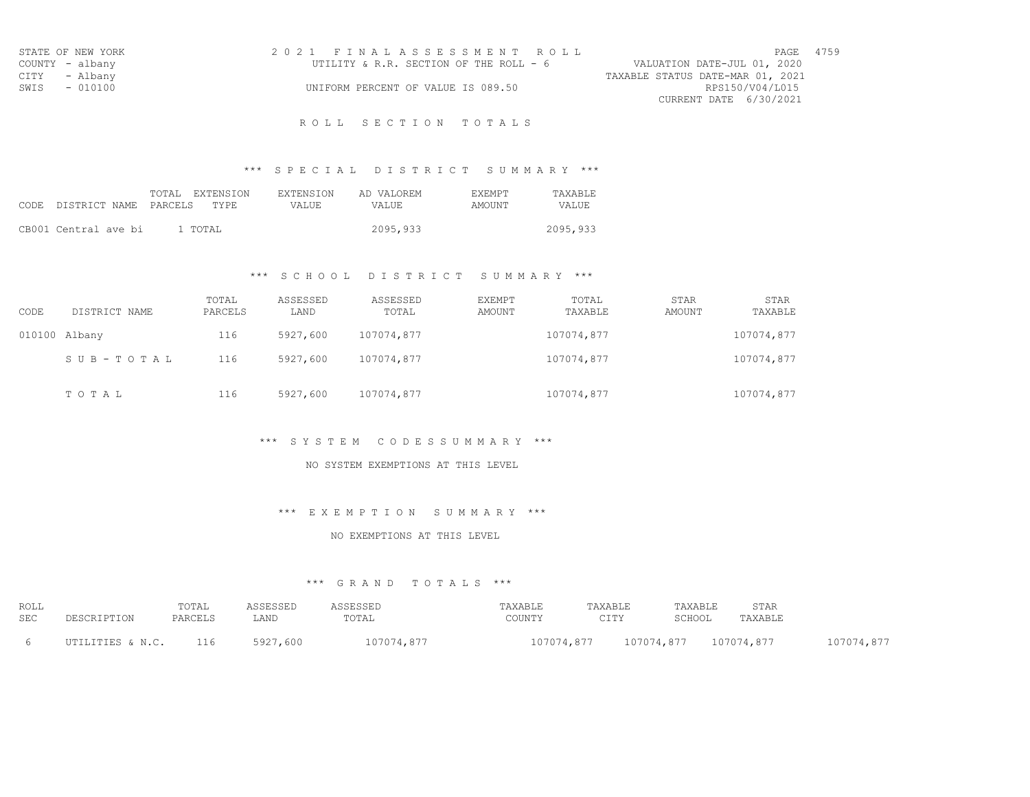STATE OF NEW YORK
COUNTY - albany
CITY - Albany
SWIS - 010100

2 0 2 1 F I N A L A S S E S S M E N T R O L L
UTILITY & R.R. SECTION OF THE ROLL - 6
UNIFORM PERCENT OF VALUE IS 089.50

VALUATION DATE-JUL 01, 2020
TAXABLE STATUS DATE-MAR 01, 2021
RPS150/V04/L015
CURRENT DATE 6/30/2021

R O L L S E C T I O N T O T A L S

\*\*\* S P E C I A L D I S T R I C T S U M M A R Y \*\*\*

| CODE | DISTRICT NAME | TOTAL PARCELS | EXTENSION TYPE | EXTENSION VALUE | AD VALOREM VALUE | EXEMPT AMOUNT | TAXABLE VALUE |
|---|---|---|---|---|---|---|---|
| CB001 | Central ave bi | 1 | TOTAL | | 2095,933 | | 2095,933 |

\*\*\* S C H O O L D I S T R I C T S U M M A R Y \*\*\*

| CODE | DISTRICT NAME | TOTAL PARCELS | ASSESSED LAND | ASSESSED TOTAL | EXEMPT AMOUNT | TOTAL TAXABLE | STAR AMOUNT | STAR TAXABLE |
|---|---|---|---|---|---|---|---|---|
| 010100 | Albany | 116 | 5927,600 | 107074,877 | | 107074,877 | | 107074,877 |
| | S U B - T O T A L | 116 | 5927,600 | 107074,877 | | 107074,877 | | 107074,877 |
| | T O T A L | 116 | 5927,600 | 107074,877 | | 107074,877 | | 107074,877 |

\*\*\* S Y S T E M C O D E S S U M M A R Y \*\*\*

NO SYSTEM EXEMPTIONS AT THIS LEVEL

\*\*\* E X E M P T I O N S U M M A R Y \*\*\*

NO EXEMPTIONS AT THIS LEVEL

\*\*\* G R A N D T O T A L S \*\*\*

| ROLL SEC | DESCRIPTION | TOTAL PARCELS | ASSESSED LAND | ASSESSED TOTAL | TAXABLE COUNTY | TAXABLE CITY | TAXABLE SCHOOL | STAR TAXABLE |
|---|---|---|---|---|---|---|---|---|
| 6 | UTILITIES & N.C. | 116 | 5927,600 | 107074,877 | 107074,877 | 107074,877 | 107074,877 | 107074,877 |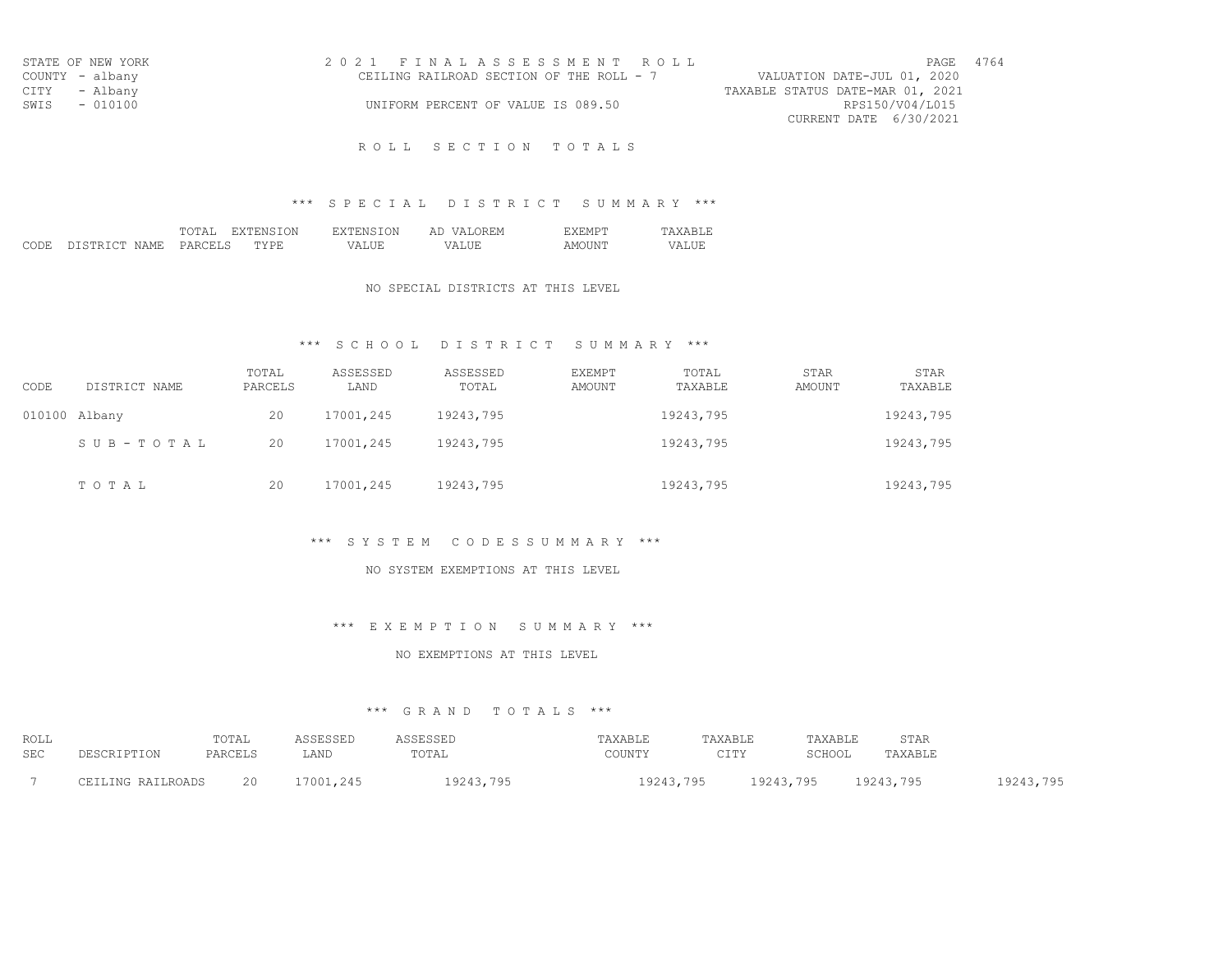STATE OF NEW YORK
COUNTY - albany
CITY - Albany
SWIS - 010100

# 2021 FINAL ASSESSMENT ROLL

CEILING RAILROAD SECTION OF THE ROLL - 7

UNIFORM PERCENT OF VALUE IS 089.50

VALUATION DATE-JUL 01, 2020
TAXABLE STATUS DATE-MAR 01, 2021
RPS150/V04/L015
CURRENT DATE 6/30/2021

## ROLL SECTION TOTALS

### *** SPECIAL DISTRICT SUMMARY ***

| CODE | DISTRICT NAME | TOTAL PARCELS | EXTENSION TYPE | EXTENSION VALUE | AD VALOREM VALUE | EXEMPT AMOUNT | TAXABLE VALUE |
|---|---|---|---|---|---|---|---|

NO SPECIAL DISTRICTS AT THIS LEVEL

### *** SCHOOL DISTRICT SUMMARY ***

| CODE | DISTRICT NAME | TOTAL PARCELS | ASSESSED LAND | ASSESSED TOTAL | EXEMPT AMOUNT | TOTAL TAXABLE | STAR AMOUNT | STAR TAXABLE |
|---|---|---|---|---|---|---|---|---|
| 010100 | Albany | 20 | 17001,245 | 19243,795 | | 19243,795 | | 19243,795 |
| | SUB-TOTAL | 20 | 17001,245 | 19243,795 | | 19243,795 | | 19243,795 |
| | TOTAL | 20 | 17001,245 | 19243,795 | | 19243,795 | | 19243,795 |

### *** SYSTEM CODES SUMMARY ***

NO SYSTEM EXEMPTIONS AT THIS LEVEL

### *** EXEMPTION SUMMARY ***

NO EXEMPTIONS AT THIS LEVEL

### *** GRAND TOTALS ***

| ROLL SEC | DESCRIPTION | TOTAL PARCELS | ASSESSED LAND | ASSESSED TOTAL | TAXABLE COUNTY | TAXABLE CITY | TAXABLE SCHOOL | STAR TAXABLE | |
|---|---|---|---|---|---|---|---|---|---|
| 7 | CEILING RAILROADS | 20 | 17001,245 | 19243,795 | 19243,795 | 19243,795 | 19243,795 | | 19243,795 |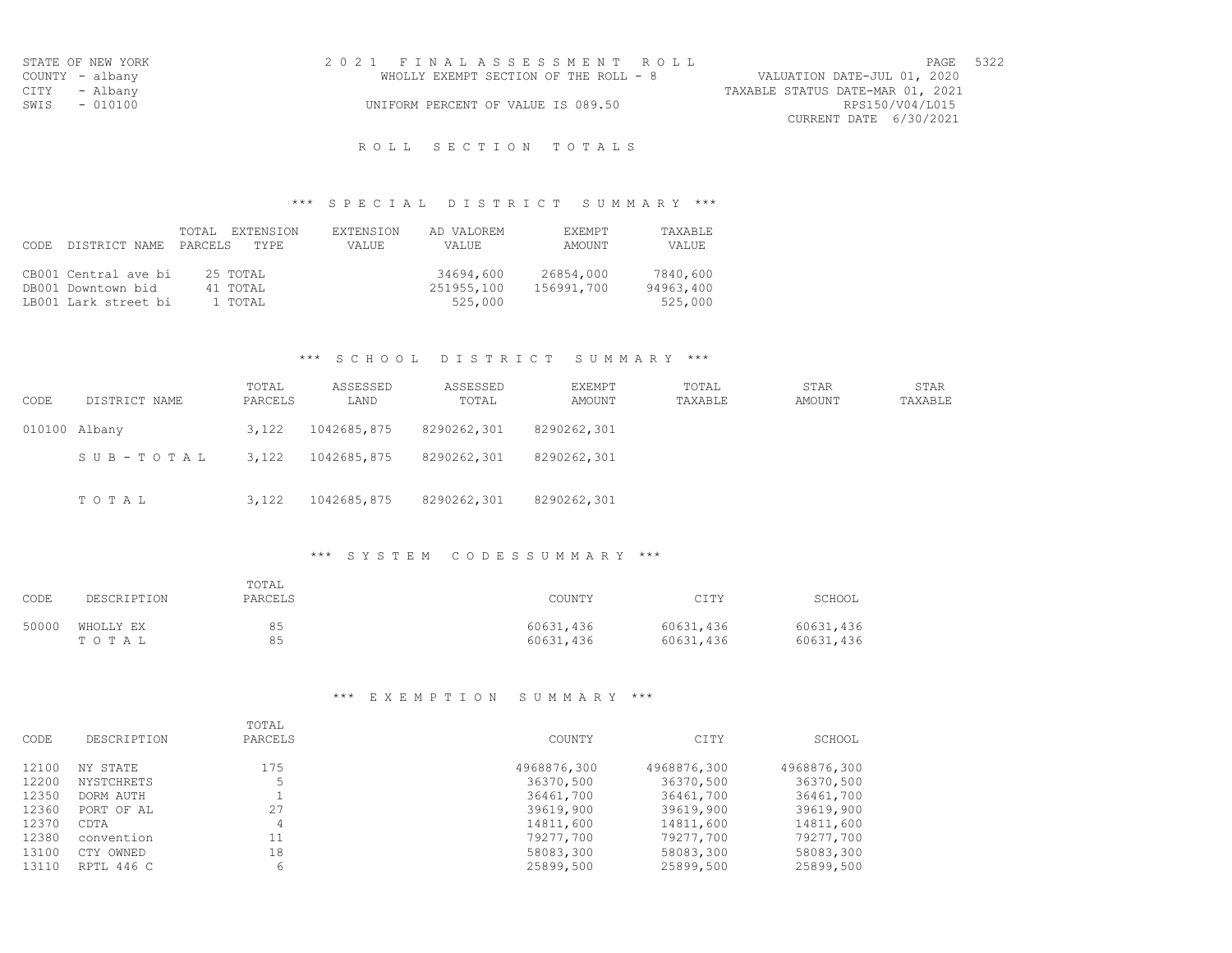STATE OF NEW YORK
COUNTY - albany
CITY - Albany
SWIS - 010100

# 2021 FINAL ASSESSMENT ROLL

WHOLLY EXEMPT SECTION OF THE ROLL - 8

UNIFORM PERCENT OF VALUE IS 089.50

VALUATION DATE-JUL 01, 2020
TAXABLE STATUS DATE-MAR 01, 2021
RPS150/V04/L015
CURRENT DATE 6/30/2021

## ROLL SECTION TOTALS

### *** SPECIAL DISTRICT SUMMARY ***

| CODE | DISTRICT NAME | TOTAL PARCELS | EXTENSION TYPE | EXTENSION VALUE | AD VALOREM VALUE | EXEMPT AMOUNT | TAXABLE VALUE |
|---|---|---|---|---|---|---|---|
| CB001 | Central ave bi | 25 | TOTAL | | 34694,600 | 26854,000 | 7840,600 |
| DB001 | Downtown bid | 41 | TOTAL | | 251955,100 | 156991,700 | 94963,400 |
| LB001 | Lark street bi | 1 | TOTAL | | 525,000 | | 525,000 |

### *** SCHOOL DISTRICT SUMMARY ***

| CODE | DISTRICT NAME | TOTAL PARCELS | ASSESSED LAND | ASSESSED TOTAL | EXEMPT AMOUNT | TOTAL TAXABLE | STAR AMOUNT | STAR TAXABLE |
|---|---|---|---|---|---|---|---|---|
| 010100 | Albany | 3,122 | 1042685,875 | 8290262,301 | 8290262,301 | | | |
| | SUB-TOTAL | 3,122 | 1042685,875 | 8290262,301 | 8290262,301 | | | |
| | TOTAL | 3,122 | 1042685,875 | 8290262,301 | 8290262,301 | | | |

### *** SYSTEM CODES SUMMARY ***

| CODE | DESCRIPTION | TOTAL PARCELS | COUNTY | CITY | SCHOOL |
|---|---|---|---|---|---|
| 50000 | WHOLLY EX | 85 | 60631,436 | 60631,436 | 60631,436 |
| | TOTAL | 85 | 60631,436 | 60631,436 | 60631,436 |

### *** EXEMPTION SUMMARY ***

| CODE | DESCRIPTION | TOTAL PARCELS | COUNTY | CITY | SCHOOL |
|---|---|---|---|---|---|
| 12100 | NY STATE | 175 | 4968876,300 | 4968876,300 | 4968876,300 |
| 12200 | NYSTCHRETS | 5 | 36370,500 | 36370,500 | 36370,500 |
| 12350 | DORM AUTH | 1 | 36461,700 | 36461,700 | 36461,700 |
| 12360 | PORT OF AL | 27 | 39619,900 | 39619,900 | 39619,900 |
| 12370 | CDTA | 4 | 14811,600 | 14811,600 | 14811,600 |
| 12380 | convention | 11 | 79277,700 | 79277,700 | 79277,700 |
| 13100 | CTY OWNED | 18 | 58083,300 | 58083,300 | 58083,300 |
| 13110 | RPTL 446 C | 6 | 25899,500 | 25899,500 | 25899,500 |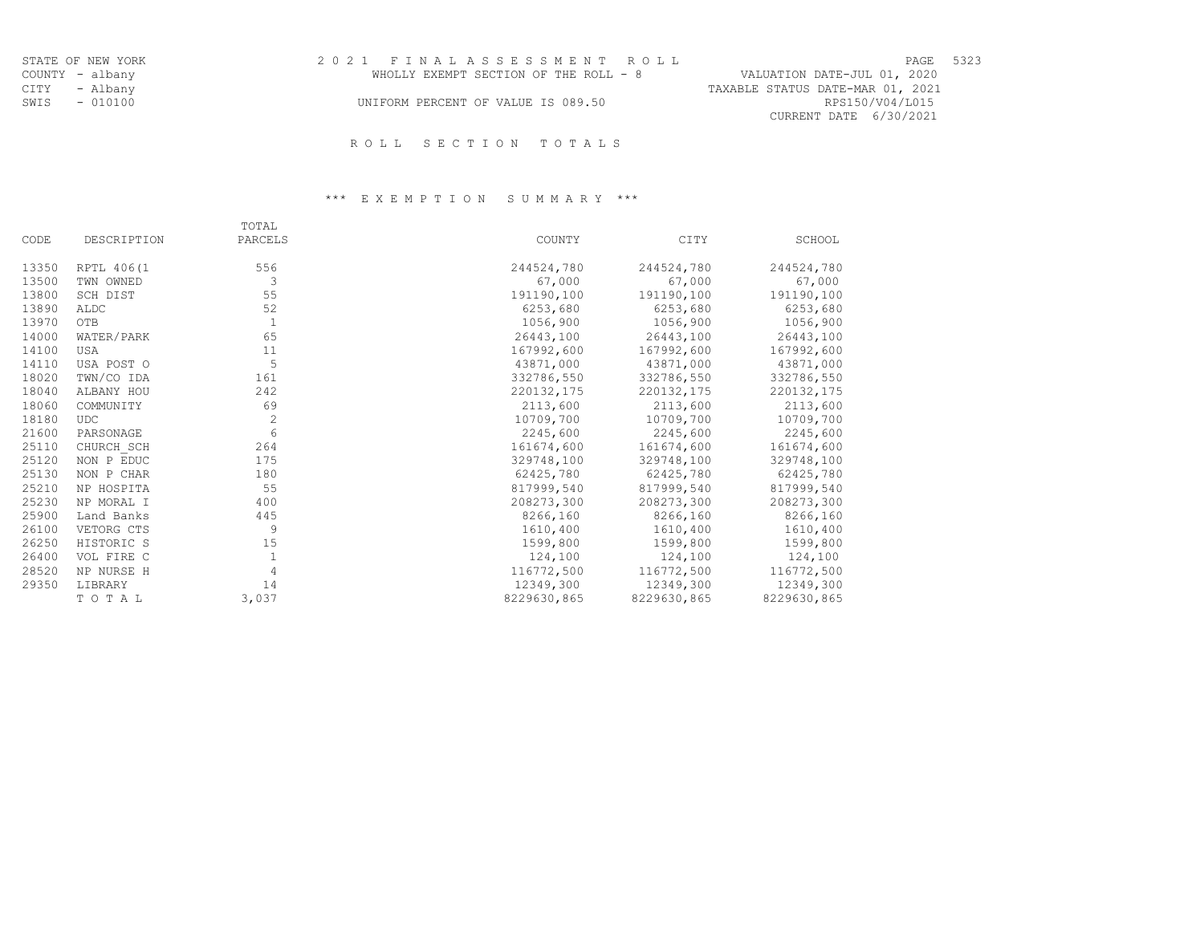STATE OF NEW YORK
COUNTY - albany
CITY - Albany
SWIS - 010100

2021 FINAL ASSESSMENT ROLL

WHOLLY EXEMPT SECTION OF THE ROLL - 8

UNIFORM PERCENT OF VALUE IS 089.50

PAGE 5323
VALUATION DATE-JUL 01, 2020
TAXABLE STATUS DATE-MAR 01, 2021
RPS150/V04/L015
CURRENT DATE 6/30/2021

## ROLL SECTION TOTALS

### *** EXEMPTION SUMMARY ***

| CODE | DESCRIPTION | TOTAL PARCELS | COUNTY | CITY | SCHOOL |
|---|---|---|---|---|---|
| 13350 | RPTL 406(1 | 556 | 244524,780 | 244524,780 | 244524,780 |
| 13500 | TWN OWNED | 3 | 67,000 | 67,000 | 67,000 |
| 13800 | SCH DIST | 55 | 191190,100 | 191190,100 | 191190,100 |
| 13890 | ALDC | 52 | 6253,680 | 6253,680 | 6253,680 |
| 13970 | OTB | 1 | 1056,900 | 1056,900 | 1056,900 |
| 14000 | WATER/PARK | 65 | 26443,100 | 26443,100 | 26443,100 |
| 14100 | USA | 11 | 167992,600 | 167992,600 | 167992,600 |
| 14110 | USA POST O | 5 | 43871,000 | 43871,000 | 43871,000 |
| 18020 | TWN/CO IDA | 161 | 332786,550 | 332786,550 | 332786,550 |
| 18040 | ALBANY HOU | 242 | 220132,175 | 220132,175 | 220132,175 |
| 18060 | COMMUNITY | 69 | 2113,600 | 2113,600 | 2113,600 |
| 18180 | UDC | 2 | 10709,700 | 10709,700 | 10709,700 |
| 21600 | PARSONAGE | 6 | 2245,600 | 2245,600 | 2245,600 |
| 25110 | CHURCH_SCH | 264 | 161674,600 | 161674,600 | 161674,600 |
| 25120 | NON P EDUC | 175 | 329748,100 | 329748,100 | 329748,100 |
| 25130 | NON P CHAR | 180 | 62425,780 | 62425,780 | 62425,780 |
| 25210 | NP HOSPITA | 55 | 817999,540 | 817999,540 | 817999,540 |
| 25230 | NP MORAL I | 400 | 208273,300 | 208273,300 | 208273,300 |
| 25900 | Land Banks | 445 | 8266,160 | 8266,160 | 8266,160 |
| 26100 | VETORG CTS | 9 | 1610,400 | 1610,400 | 1610,400 |
| 26250 | HISTORIC S | 15 | 1599,800 | 1599,800 | 1599,800 |
| 26400 | VOL FIRE C | 1 | 124,100 | 124,100 | 124,100 |
| 28520 | NP NURSE H | 4 | 116772,500 | 116772,500 | 116772,500 |
| 29350 | LIBRARY | 14 | 12349,300 | 12349,300 | 12349,300 |
| | TOTAL | 3,037 | 8229630,865 | 8229630,865 | 8229630,865 |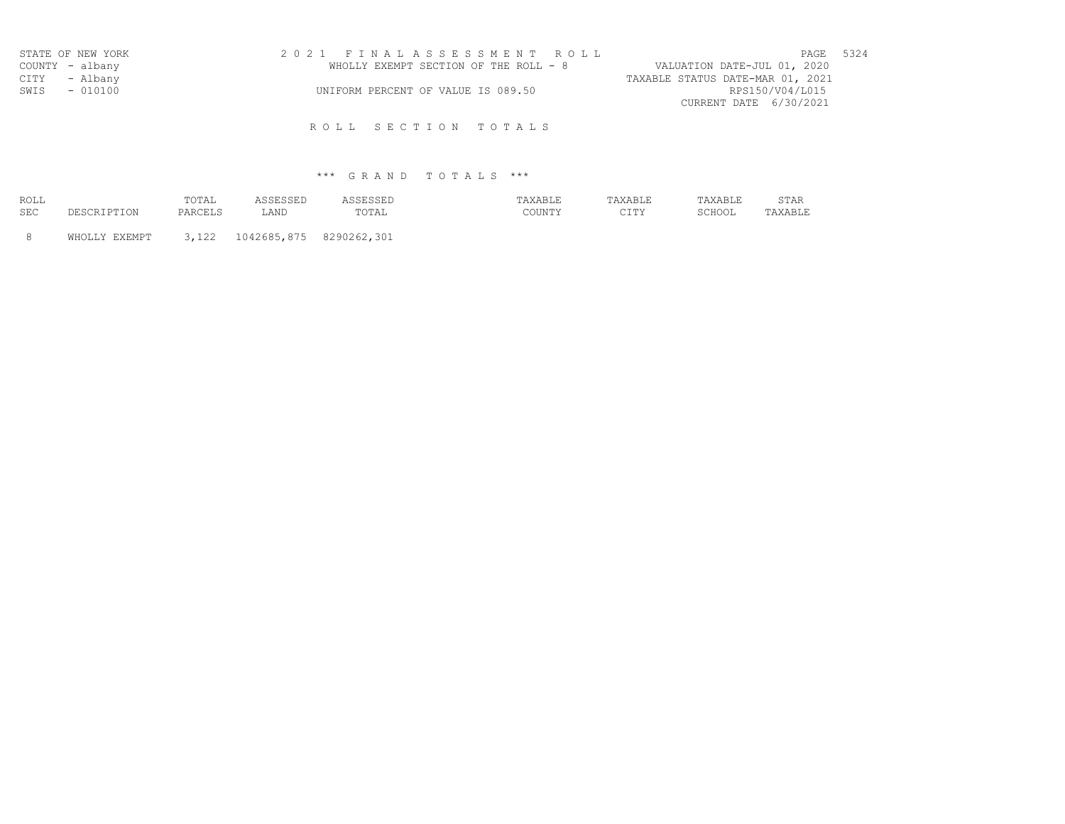STATE OF NEW YORK
COUNTY - albany
CITY - Albany
SWIS - 010100

2 0 2 1 F I N A L A S S E S S M E N T R O L L
WHOLLY EXEMPT SECTION OF THE ROLL - 8
UNIFORM PERCENT OF VALUE IS 089.50

VALUATION DATE-JUL 01, 2020
TAXABLE STATUS DATE-MAR 01, 2021
RPS150/V04/L015
CURRENT DATE 6/30/2021

## R O L L S E C T I O N T O T A L S

### *** G R A N D T O T A L S ***

| ROLL SEC | DESCRIPTION | TOTAL PARCELS | ASSESSED LAND | ASSESSED TOTAL | TAXABLE COUNTY | TAXABLE CITY | TAXABLE SCHOOL | STAR TAXABLE |
|---|---|---|---|---|---|---|---|---|
| 8 | WHOLLY EXEMPT | 3,122 | 1042685,875 | 8290262,301 | | | | |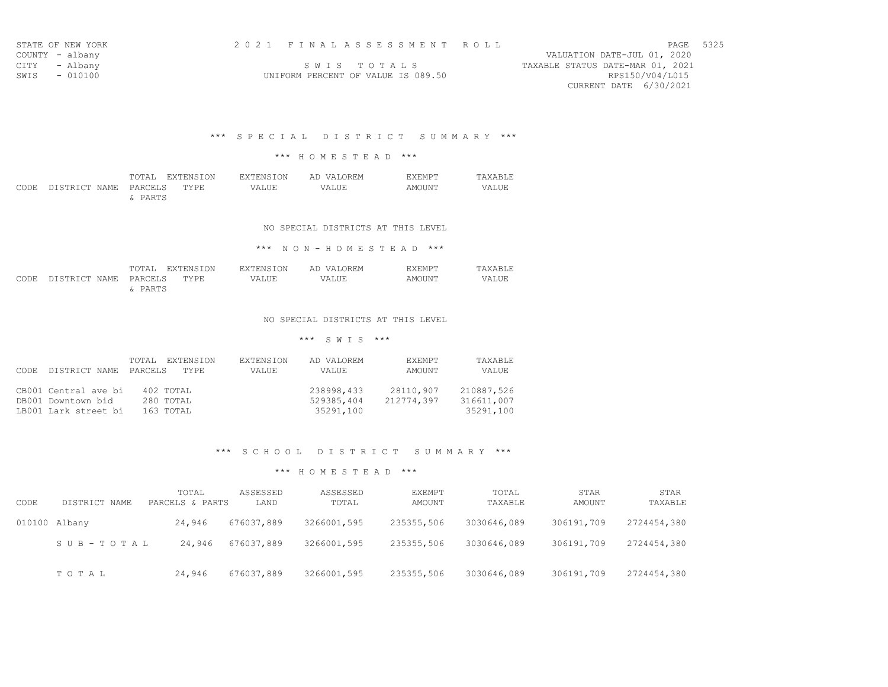STATE OF NEW YORK
COUNTY - albany
CITY - Albany
SWIS - 010100

2021 FINAL ASSESSMENT ROLL

SWIS TOTALS

UNIFORM PERCENT OF VALUE IS 089.50

PAGE 5325
VALUATION DATE-JUL 01, 2020
TAXABLE STATUS DATE-MAR 01, 2021
RPS150/V04/L015
CURRENT DATE 6/30/2021

### *** SPECIAL DISTRICT SUMMARY ***

#### *** HOMESTEAD ***

| CODE | DISTRICT NAME | TOTAL PARCELS & PARTS | EXTENSION TYPE | EXTENSION VALUE | AD VALOREM VALUE | EXEMPT AMOUNT | TAXABLE VALUE |
|---|---|---|---|---|---|---|---|

NO SPECIAL DISTRICTS AT THIS LEVEL

#### *** NON-HOMESTEAD ***

| CODE | DISTRICT NAME | TOTAL PARCELS & PARTS | EXTENSION TYPE | EXTENSION VALUE | AD VALOREM VALUE | EXEMPT AMOUNT | TAXABLE VALUE |
|---|---|---|---|---|---|---|---|

NO SPECIAL DISTRICTS AT THIS LEVEL

#### *** SWIS ***

| CODE | DISTRICT NAME | TOTAL PARCELS | EXTENSION TYPE | EXTENSION VALUE | AD VALOREM VALUE | EXEMPT AMOUNT | TAXABLE VALUE |
|---|---|---|---|---|---|---|---|
| CB001 | Central ave bi | 402 | TOTAL | | 238998,433 | 28110,907 | 210887,526 |
| DB001 | Downtown bid | 280 | TOTAL | | 529385,404 | 212774,397 | 316611,007 |
| LB001 | Lark street bi | 163 | TOTAL | | 35291,100 | | 35291,100 |

### *** SCHOOL DISTRICT SUMMARY ***

#### *** HOMESTEAD ***

| CODE | DISTRICT NAME | TOTAL PARCELS & PARTS | ASSESSED LAND | ASSESSED TOTAL | EXEMPT AMOUNT | TOTAL TAXABLE | STAR AMOUNT | STAR TAXABLE |
|---|---|---|---|---|---|---|---|---|
| 010100 | Albany | 24,946 | 676037,889 | 3266001,595 | 235355,506 | 3030646,089 | 306191,709 | 2724454,380 |
| | SUB-TOTAL | 24,946 | 676037,889 | 3266001,595 | 235355,506 | 3030646,089 | 306191,709 | 2724454,380 |
| | TOTAL | 24,946 | 676037,889 | 3266001,595 | 235355,506 | 3030646,089 | 306191,709 | 2724454,380 |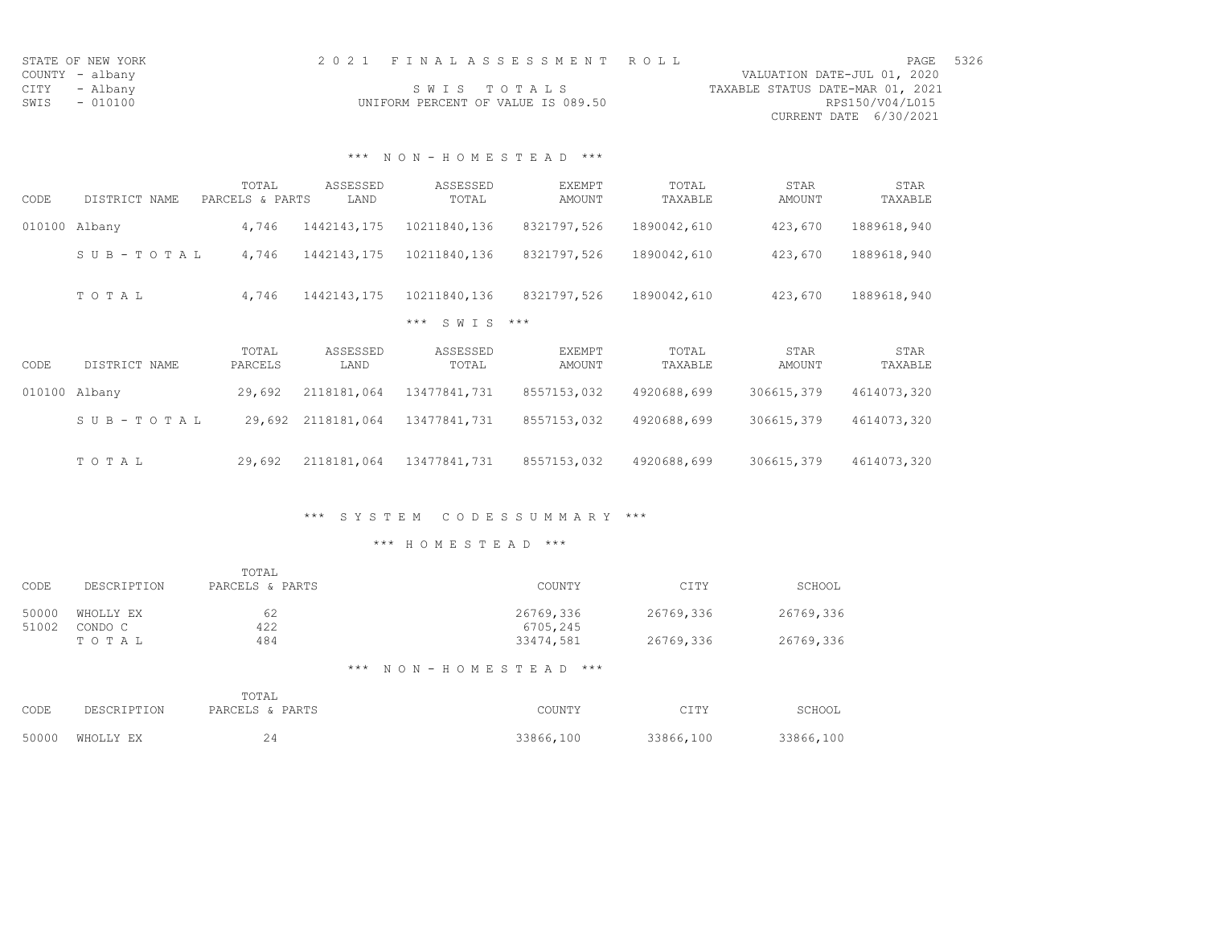STATE OF NEW YORK
COUNTY - albany
CITY - Albany
SWIS - 010100

2 0 2 1 F I N A L A S S E S S M E N T R O L L

S W I S T O T A L S

UNIFORM PERCENT OF VALUE IS 089.50

VALUATION DATE-JUL 01, 2020
TAXABLE STATUS DATE-MAR 01, 2021
RPS150/V04/L015
CURRENT DATE 6/30/2021

### \*\*\* N O N - H O M E S T E A D \*\*\*

| CODE | DISTRICT NAME | TOTAL PARCELS & PARTS | ASSESSED LAND | ASSESSED TOTAL | EXEMPT AMOUNT | TOTAL TAXABLE | STAR AMOUNT | STAR TAXABLE |
|---|---|---|---|---|---|---|---|---|
| 010100 | Albany | 4,746 | 1442143,175 | 10211840,136 | 8321797,526 | 1890042,610 | 423,670 | 1889618,940 |
| | S U B - T O T A L | 4,746 | 1442143,175 | 10211840,136 | 8321797,526 | 1890042,610 | 423,670 | 1889618,940 |
| | T O T A L | 4,746 | 1442143,175 | 10211840,136 | 8321797,526 | 1890042,610 | 423,670 | 1889618,940 |

### \*\*\* S W I S \*\*\*

| CODE | DISTRICT NAME | TOTAL PARCELS | ASSESSED LAND | ASSESSED TOTAL | EXEMPT AMOUNT | TOTAL TAXABLE | STAR AMOUNT | STAR TAXABLE |
|---|---|---|---|---|---|---|---|---|
| 010100 | Albany | 29,692 | 2118181,064 | 13477841,731 | 8557153,032 | 4920688,699 | 306615,379 | 4614073,320 |
| | S U B - T O T A L | 29,692 | 2118181,064 | 13477841,731 | 8557153,032 | 4920688,699 | 306615,379 | 4614073,320 |
| | T O T A L | 29,692 | 2118181,064 | 13477841,731 | 8557153,032 | 4920688,699 | 306615,379 | 4614073,320 |

### \*\*\* S Y S T E M C O D E S S U M M A R Y \*\*\*

### \*\*\* H O M E S T E A D \*\*\*

| CODE | DESCRIPTION | TOTAL PARCELS & PARTS | COUNTY | CITY | SCHOOL |
|---|---|---|---|---|---|
| 50000 | WHOLLY EX | 62 | 26769,336 | 26769,336 | 26769,336 |
| 51002 | CONDO C | 422 | 6705,245 | | |
| | T O T A L | 484 | 33474,581 | 26769,336 | 26769,336 |

### \*\*\* N O N - H O M E S T E A D \*\*\*

| CODE | DESCRIPTION | TOTAL PARCELS & PARTS | COUNTY | CITY | SCHOOL |
|---|---|---|---|---|---|
| 50000 | WHOLLY EX | 24 | 33866,100 | 33866,100 | 33866,100 |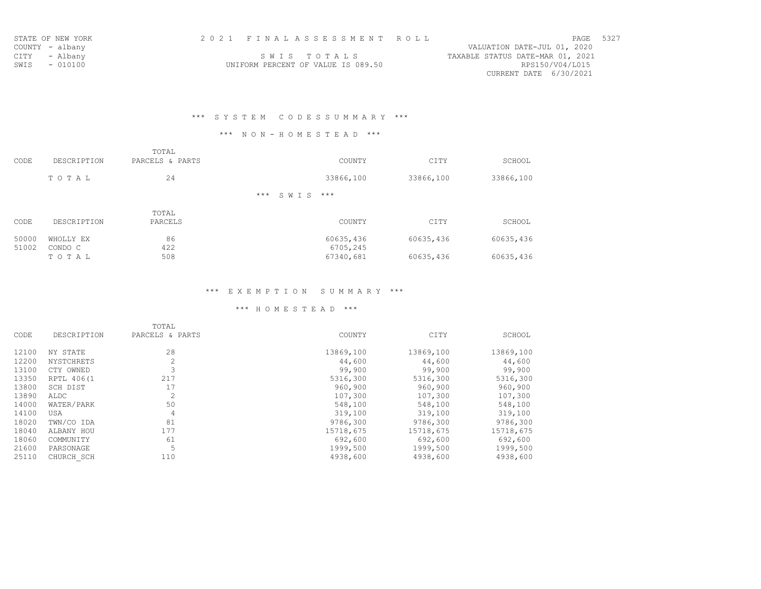STATE OF NEW YORK  
COUNTY - albany  
CITY - Albany  
SWIS - 010100

2 0 2 1 F I N A L A S S E S S M E N T R O L L  
S W I S T O T A L S  
UNIFORM PERCENT OF VALUE IS 089.50

VALUATION DATE-JUL 01, 2020  
TAXABLE STATUS DATE-MAR 01, 2021  
RPS150/V04/L015  
CURRENT DATE 6/30/2021

### *** S Y S T E M C O D E S S U M M A R Y ***

#### *** N O N - H O M E S T E A D ***

| CODE | DESCRIPTION | TOTAL PARCELS & PARTS | COUNTY | CITY | SCHOOL |
|---|---|---|---|---|---|
| | T O T A L | 24 | 33866,100 | 33866,100 | 33866,100 |

#### *** S W I S ***

| CODE | DESCRIPTION | TOTAL PARCELS | COUNTY | CITY | SCHOOL |
|---|---|---|---|---|---|
| 50000 | WHOLLY EX | 86 | 60635,436 | 60635,436 | 60635,436 |
| 51002 | CONDO C | 422 | 6705,245 | | |
| | T O T A L | 508 | 67340,681 | 60635,436 | 60635,436 |

### *** E X E M P T I O N S U M M A R Y ***

#### *** H O M E S T E A D ***

| CODE | DESCRIPTION | TOTAL PARCELS & PARTS | COUNTY | CITY | SCHOOL |
|---|---|---|---|---|---|
| 12100 | NY STATE | 28 | 13869,100 | 13869,100 | 13869,100 |
| 12200 | NYSTCHRETS | 2 | 44,600 | 44,600 | 44,600 |
| 13100 | CTY OWNED | 3 | 99,900 | 99,900 | 99,900 |
| 13350 | RPTL 406(1 | 217 | 5316,300 | 5316,300 | 5316,300 |
| 13800 | SCH DIST | 17 | 960,900 | 960,900 | 960,900 |
| 13890 | ALDC | 2 | 107,300 | 107,300 | 107,300 |
| 14000 | WATER/PARK | 50 | 548,100 | 548,100 | 548,100 |
| 14100 | USA | 4 | 319,100 | 319,100 | 319,100 |
| 18020 | TWN/CO IDA | 81 | 9786,300 | 9786,300 | 9786,300 |
| 18040 | ALBANY HOU | 177 | 15718,675 | 15718,675 | 15718,675 |
| 18060 | COMMUNITY | 61 | 692,600 | 692,600 | 692,600 |
| 21600 | PARSONAGE | 5 | 1999,500 | 1999,500 | 1999,500 |
| 25110 | CHURCH_SCH | 110 | 4938,600 | 4938,600 | 4938,600 |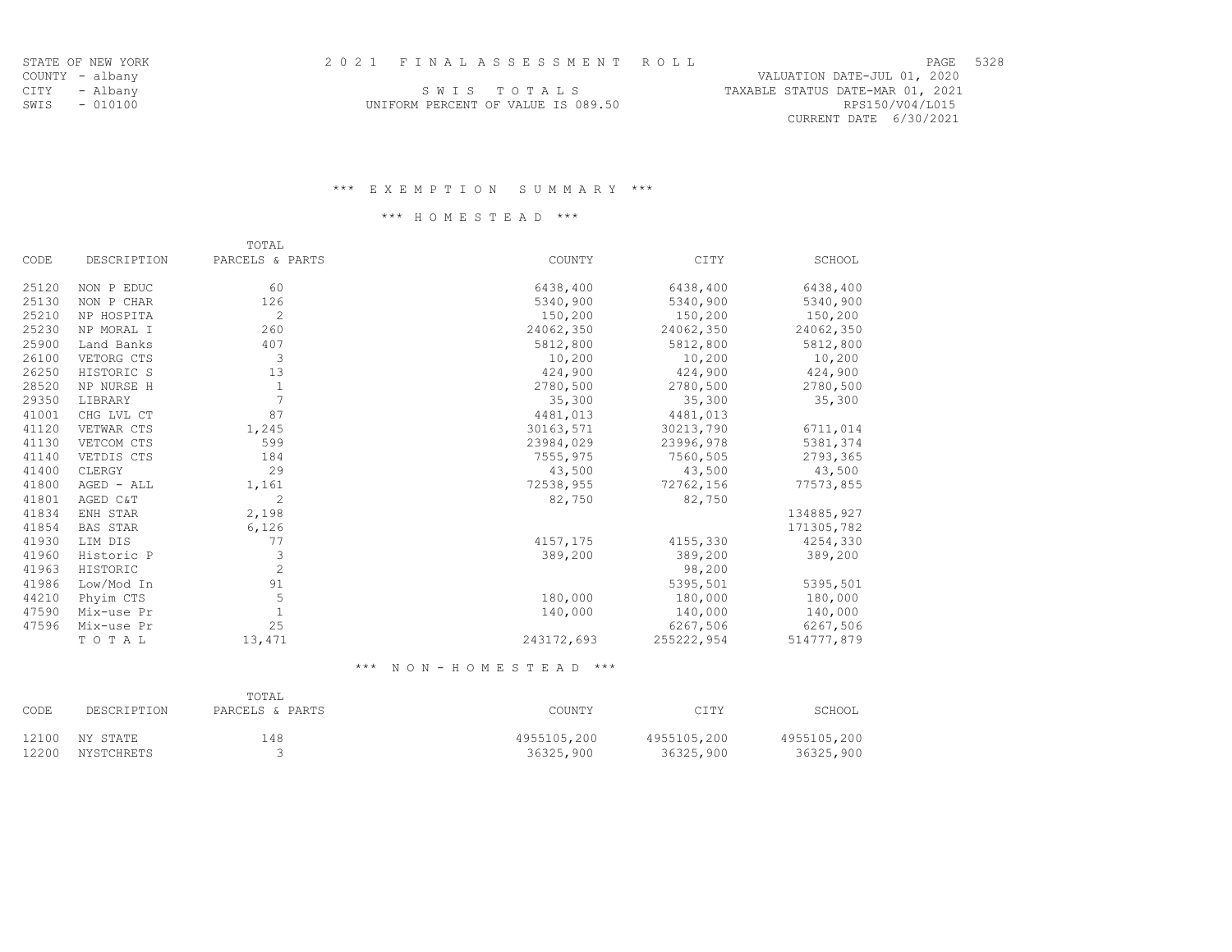STATE OF NEW YORK | 2021 FINAL ASSESSMENT ROLL | VALUATION DATE-JUL 01, 2020
COUNTY - albany
CITY - Albany | SWIS TOTALS | TAXABLE STATUS DATE-MAR 01, 2021
SWIS - 010100 | UNIFORM PERCENT OF VALUE IS 089.50 | RPS150/V04/L015
CURRENT DATE 6/30/2021

### *** EXEMPTION SUMMARY ***

#### *** HOMESTEAD ***

| CODE | DESCRIPTION | TOTAL PARCELS & PARTS | COUNTY | CITY | SCHOOL |
|---|---|---|---|---|---|
| 25120 | NON P EDUC | 60 | 6438,400 | 6438,400 | 6438,400 |
| 25130 | NON P CHAR | 126 | 5340,900 | 5340,900 | 5340,900 |
| 25210 | NP HOSPITA | 2 | 150,200 | 150,200 | 150,200 |
| 25230 | NP MORAL I | 260 | 24062,350 | 24062,350 | 24062,350 |
| 25900 | Land Banks | 407 | 5812,800 | 5812,800 | 5812,800 |
| 26100 | VETORG CTS | 3 | 10,200 | 10,200 | 10,200 |
| 26250 | HISTORIC S | 13 | 424,900 | 424,900 | 424,900 |
| 28520 | NP NURSE H | 1 | 2780,500 | 2780,500 | 2780,500 |
| 29350 | LIBRARY | 7 | 35,300 | 35,300 | 35,300 |
| 41001 | CHG LVL CT | 87 | 4481,013 | 4481,013 | |
| 41120 | VETWAR CTS | 1,245 | 30163,571 | 30213,790 | 6711,014 |
| 41130 | VETCOM CTS | 599 | 23984,029 | 23996,978 | 5381,374 |
| 41140 | VETDIS CTS | 184 | 7555,975 | 7560,505 | 2793,365 |
| 41400 | CLERGY | 29 | 43,500 | 43,500 | 43,500 |
| 41800 | AGED - ALL | 1,161 | 72538,955 | 72762,156 | 77573,855 |
| 41801 | AGED C&T | 2 | 82,750 | 82,750 | |
| 41834 | ENH STAR | 2,198 | | | 134885,927 |
| 41854 | BAS STAR | 6,126 | | | 171305,782 |
| 41930 | LIM DIS | 77 | 4157,175 | 4155,330 | 4254,330 |
| 41960 | Historic P | 3 | 389,200 | 389,200 | 389,200 |
| 41963 | HISTORIC | 2 | | 98,200 | |
| 41986 | Low/Mod In | 91 | | 5395,501 | 5395,501 |
| 44210 | Phyim CTS | 5 | 180,000 | 180,000 | 180,000 |
| 47590 | Mix-use Pr | 1 | 140,000 | 140,000 | 140,000 |
| 47596 | Mix-use Pr | 25 | | 6267,506 | 6267,506 |
| | TOTAL | 13,471 | 243172,693 | 255222,954 | 514777,879 |

#### *** NON-HOMESTEAD ***

| CODE | DESCRIPTION | TOTAL PARCELS & PARTS | COUNTY | CITY | SCHOOL |
|---|---|---|---|---|---|
| 12100 | NY STATE | 148 | 4955105,200 | 4955105,200 | 4955105,200 |
| 12200 | NYSTCHRETS | 3 | 36325,900 | 36325,900 | 36325,900 |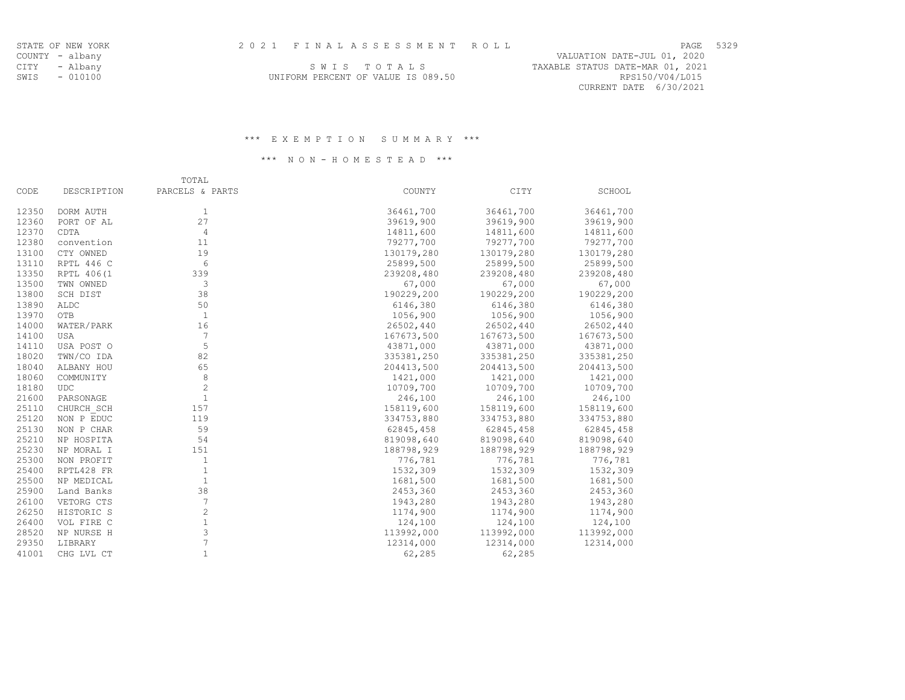STATE OF NEW YORK
COUNTY - albany
CITY - Albany
SWIS - 010100

# 2021 FINAL ASSESSMENT ROLL

S W I S T O T A L S
UNIFORM PERCENT OF VALUE IS 089.50

VALUATION DATE-JUL 01, 2020
TAXABLE STATUS DATE-MAR 01, 2021
RPS150/V04/L015
CURRENT DATE 6/30/2021

## *** E X E M P T I O N S U M M A R Y ***

### *** N O N - H O M E S T E A D ***

| CODE | DESCRIPTION | TOTAL PARCELS & PARTS | COUNTY | CITY | SCHOOL |
|---|---|---|---|---|---|
| 12350 | DORM AUTH | 1 | 36461,700 | 36461,700 | 36461,700 |
| 12360 | PORT OF AL | 27 | 39619,900 | 39619,900 | 39619,900 |
| 12370 | CDTA | 4 | 14811,600 | 14811,600 | 14811,600 |
| 12380 | convention | 11 | 79277,700 | 79277,700 | 79277,700 |
| 13100 | CTY OWNED | 19 | 130179,280 | 130179,280 | 130179,280 |
| 13110 | RPTL 446 C | 6 | 25899,500 | 25899,500 | 25899,500 |
| 13350 | RPTL 406(1 | 339 | 239208,480 | 239208,480 | 239208,480 |
| 13500 | TWN OWNED | 3 | 67,000 | 67,000 | 67,000 |
| 13800 | SCH DIST | 38 | 190229,200 | 190229,200 | 190229,200 |
| 13890 | ALDC | 50 | 6146,380 | 6146,380 | 6146,380 |
| 13970 | OTB | 1 | 1056,900 | 1056,900 | 1056,900 |
| 14000 | WATER/PARK | 16 | 26502,440 | 26502,440 | 26502,440 |
| 14100 | USA | 7 | 167673,500 | 167673,500 | 167673,500 |
| 14110 | USA POST O | 5 | 43871,000 | 43871,000 | 43871,000 |
| 18020 | TWN/CO IDA | 82 | 335381,250 | 335381,250 | 335381,250 |
| 18040 | ALBANY HOU | 65 | 204413,500 | 204413,500 | 204413,500 |
| 18060 | COMMUNITY | 8 | 1421,000 | 1421,000 | 1421,000 |
| 18180 | UDC | 2 | 10709,700 | 10709,700 | 10709,700 |
| 21600 | PARSONAGE | 1 | 246,100 | 246,100 | 246,100 |
| 25110 | CHURCH_SCH | 157 | 158119,600 | 158119,600 | 158119,600 |
| 25120 | NON P EDUC | 119 | 334753,880 | 334753,880 | 334753,880 |
| 25130 | NON P CHAR | 59 | 62845,458 | 62845,458 | 62845,458 |
| 25210 | NP HOSPITA | 54 | 819098,640 | 819098,640 | 819098,640 |
| 25230 | NP MORAL I | 151 | 188798,929 | 188798,929 | 188798,929 |
| 25300 | NON PROFIT | 1 | 776,781 | 776,781 | 776,781 |
| 25400 | RPTL428 FR | 1 | 1532,309 | 1532,309 | 1532,309 |
| 25500 | NP MEDICAL | 1 | 1681,500 | 1681,500 | 1681,500 |
| 25900 | Land Banks | 38 | 2453,360 | 2453,360 | 2453,360 |
| 26100 | VETORG CTS | 7 | 1943,280 | 1943,280 | 1943,280 |
| 26250 | HISTORIC S | 2 | 1174,900 | 1174,900 | 1174,900 |
| 26400 | VOL FIRE C | 1 | 124,100 | 124,100 | 124,100 |
| 28520 | NP NURSE H | 3 | 113992,000 | 113992,000 | 113992,000 |
| 29350 | LIBRARY | 7 | 12314,000 | 12314,000 | 12314,000 |
| 41001 | CHG LVL CT | 1 | 62,285 | 62,285 | |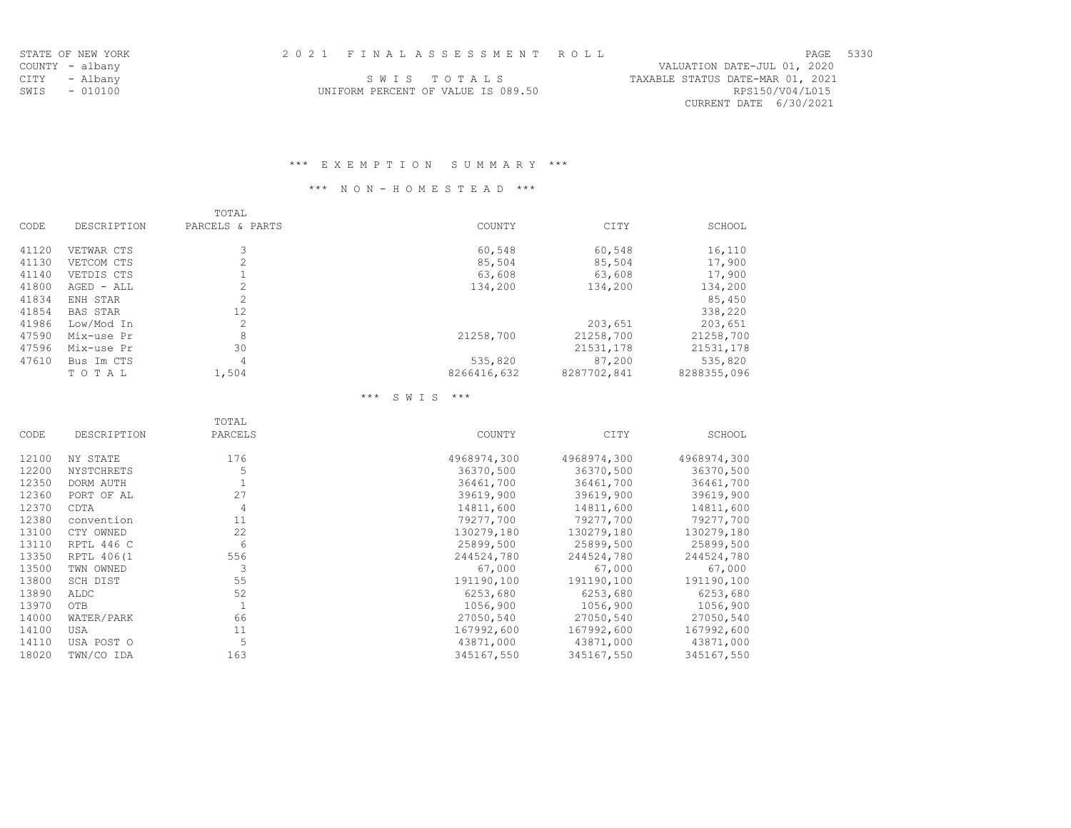## *** E X E M P T I O N   S U M M A R Y ***

### *** N O N - H O M E S T E A D ***

| CODE | DESCRIPTION | TOTAL PARCELS & PARTS | COUNTY | CITY | SCHOOL |
|---|---|---|---|---|---|
| 41120 | VETWAR CTS | 3 | 60,548 | 60,548 | 16,110 |
| 41130 | VETCOM CTS | 2 | 85,504 | 85,504 | 17,900 |
| 41140 | VETDIS CTS | 1 | 63,608 | 63,608 | 17,900 |
| 41800 | AGED - ALL | 2 | 134,200 | 134,200 | 134,200 |
| 41834 | ENH STAR | 2 | | | 85,450 |
| 41854 | BAS STAR | 12 | | | 338,220 |
| 41986 | Low/Mod In | 2 | | 203,651 | 203,651 |
| 47590 | Mix-use Pr | 8 | 21258,700 | 21258,700 | 21258,700 |
| 47596 | Mix-use Pr | 30 | | 21531,178 | 21531,178 |
| 47610 | Bus Im CTS | 4 | 535,820 | 87,200 | 535,820 |
| | T O T A L | 1,504 | 8266416,632 | 8287702,841 | 8288355,096 |

### *** S W I S ***

| CODE | DESCRIPTION | TOTAL PARCELS | COUNTY | CITY | SCHOOL |
|---|---|---|---|---|---|
| 12100 | NY STATE | 176 | 4968974,300 | 4968974,300 | 4968974,300 |
| 12200 | NYSTCHRETS | 5 | 36370,500 | 36370,500 | 36370,500 |
| 12350 | DORM AUTH | 1 | 36461,700 | 36461,700 | 36461,700 |
| 12360 | PORT OF AL | 27 | 39619,900 | 39619,900 | 39619,900 |
| 12370 | CDTA | 4 | 14811,600 | 14811,600 | 14811,600 |
| 12380 | convention | 11 | 79277,700 | 79277,700 | 79277,700 |
| 13100 | CTY OWNED | 22 | 130279,180 | 130279,180 | 130279,180 |
| 13110 | RPTL 446 C | 6 | 25899,500 | 25899,500 | 25899,500 |
| 13350 | RPTL 406(1 | 556 | 244524,780 | 244524,780 | 244524,780 |
| 13500 | TWN OWNED | 3 | 67,000 | 67,000 | 67,000 |
| 13800 | SCH DIST | 55 | 191190,100 | 191190,100 | 191190,100 |
| 13890 | ALDC | 52 | 6253,680 | 6253,680 | 6253,680 |
| 13970 | OTB | 1 | 1056,900 | 1056,900 | 1056,900 |
| 14000 | WATER/PARK | 66 | 27050,540 | 27050,540 | 27050,540 |
| 14100 | USA | 11 | 167992,600 | 167992,600 | 167992,600 |
| 14110 | USA POST O | 5 | 43871,000 | 43871,000 | 43871,000 |
| 18020 | TWN/CO IDA | 163 | 345167,550 | 345167,550 | 345167,550 |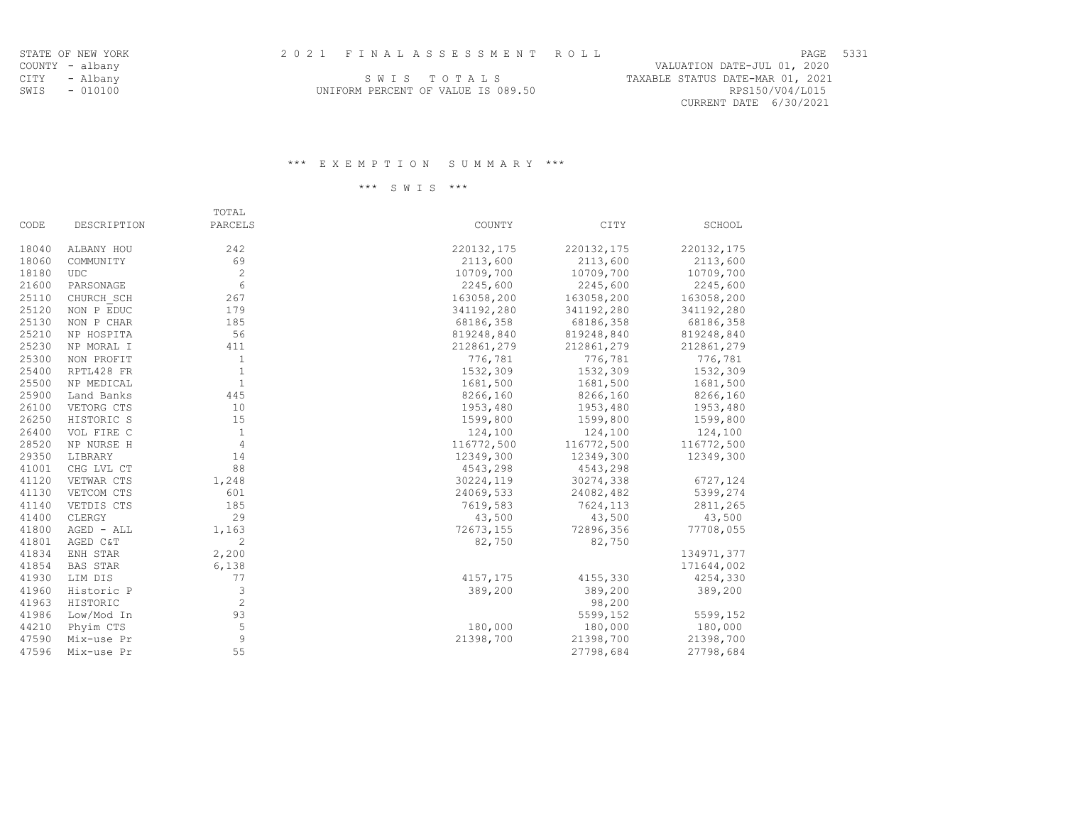STATE OF NEW YORK
COUNTY - albany
CITY - Albany
SWIS - 010100

2 0 2 1 F I N A L A S S E S S M E N T R O L L

S W I S T O T A L S

UNIFORM PERCENT OF VALUE IS 089.50

VALUATION DATE-JUL 01, 2020
TAXABLE STATUS DATE-MAR 01, 2021
RPS150/V04/L015
CURRENT DATE 6/30/2021

### \*\*\* E X E M P T I O N S U M M A R Y \*\*\*

#### \*\*\* S W I S \*\*\*

| CODE | DESCRIPTION | TOTAL PARCELS | COUNTY | CITY | SCHOOL |
|---|---|---|---|---|---|
| 18040 | ALBANY HOU | 242 | 220132,175 | 220132,175 | 220132,175 |
| 18060 | COMMUNITY | 69 | 2113,600 | 2113,600 | 2113,600 |
| 18180 | UDC | 2 | 10709,700 | 10709,700 | 10709,700 |
| 21600 | PARSONAGE | 6 | 2245,600 | 2245,600 | 2245,600 |
| 25110 | CHURCH_SCH | 267 | 163058,200 | 163058,200 | 163058,200 |
| 25120 | NON P EDUC | 179 | 341192,280 | 341192,280 | 341192,280 |
| 25130 | NON P CHAR | 185 | 68186,358 | 68186,358 | 68186,358 |
| 25210 | NP HOSPITA | 56 | 819248,840 | 819248,840 | 819248,840 |
| 25230 | NP MORAL I | 411 | 212861,279 | 212861,279 | 212861,279 |
| 25300 | NON PROFIT | 1 | 776,781 | 776,781 | 776,781 |
| 25400 | RPTL428 FR | 1 | 1532,309 | 1532,309 | 1532,309 |
| 25500 | NP MEDICAL | 1 | 1681,500 | 1681,500 | 1681,500 |
| 25900 | Land Banks | 445 | 8266,160 | 8266,160 | 8266,160 |
| 26100 | VETORG CTS | 10 | 1953,480 | 1953,480 | 1953,480 |
| 26250 | HISTORIC S | 15 | 1599,800 | 1599,800 | 1599,800 |
| 26400 | VOL FIRE C | 1 | 124,100 | 124,100 | 124,100 |
| 28520 | NP NURSE H | 4 | 116772,500 | 116772,500 | 116772,500 |
| 29350 | LIBRARY | 14 | 12349,300 | 12349,300 | 12349,300 |
| 41001 | CHG LVL CT | 88 | 4543,298 | 4543,298 | |
| 41120 | VETWAR CTS | 1,248 | 30224,119 | 30274,338 | 6727,124 |
| 41130 | VETCOM CTS | 601 | 24069,533 | 24082,482 | 5399,274 |
| 41140 | VETDIS CTS | 185 | 7619,583 | 7624,113 | 2811,265 |
| 41400 | CLERGY | 29 | 43,500 | 43,500 | 43,500 |
| 41800 | AGED - ALL | 1,163 | 72673,155 | 72896,356 | 77708,055 |
| 41801 | AGED C&T | 2 | 82,750 | 82,750 | |
| 41834 | ENH STAR | 2,200 | | | 134971,377 |
| 41854 | BAS STAR | 6,138 | | | 171644,002 |
| 41930 | LIM DIS | 77 | 4157,175 | 4155,330 | 4254,330 |
| 41960 | Historic P | 3 | 389,200 | 389,200 | 389,200 |
| 41963 | HISTORIC | 2 | | 98,200 | |
| 41986 | Low/Mod In | 93 | | 5599,152 | 5599,152 |
| 44210 | Phyim CTS | 5 | 180,000 | 180,000 | 180,000 |
| 47590 | Mix-use Pr | 9 | 21398,700 | 21398,700 | 21398,700 |
| 47596 | Mix-use Pr | 55 | | 27798,684 | 27798,684 |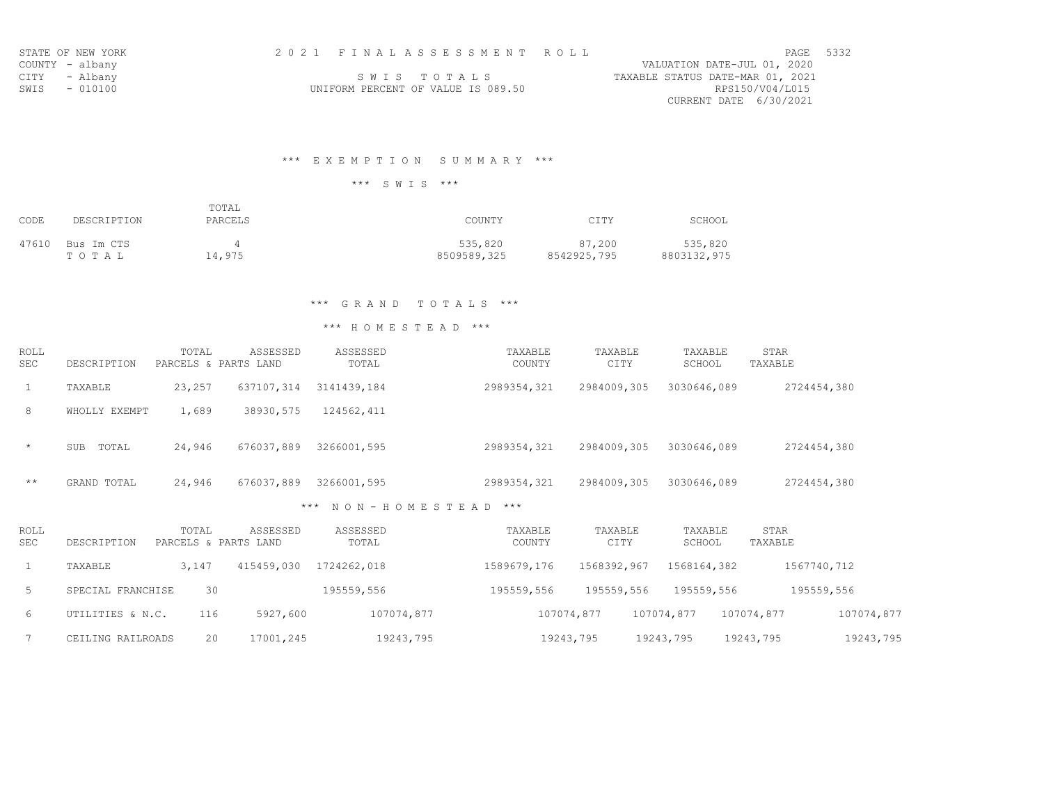STATE OF NEW YORK
COUNTY - albany
CITY - Albany
SWIS - 010100

2 0 2 1 F I N A L A S S E S S M E N T R O L L

S W I S T O T A L S

UNIFORM PERCENT OF VALUE IS 089.50

VALUATION DATE-JUL 01, 2020
TAXABLE STATUS DATE-MAR 01, 2021
RPS150/V04/L015
CURRENT DATE 6/30/2021

### \*\*\* E X E M P T I O N S U M M A R Y \*\*\*

#### \*\*\* S W I S \*\*\*

| CODE | DESCRIPTION | TOTAL PARCELS | COUNTY | CITY | SCHOOL |
|---|---|---|---|---|---|
| 47610 | Bus Im CTS | 4 | 535,820 | 87,200 | 535,820 |
| | T O T A L | 14,975 | 8509589,325 | 8542925,795 | 8803132,975 |

### \*\*\* G R A N D T O T A L S \*\*\*

#### \*\*\* H O M E S T E A D \*\*\*

| ROLL SEC | DESCRIPTION | TOTAL PARCELS & PARTS | ASSESSED LAND | ASSESSED TOTAL | TAXABLE COUNTY | TAXABLE CITY | TAXABLE SCHOOL | STAR TAXABLE |
|---|---|---|---|---|---|---|---|---|
| 1 | TAXABLE | 23,257 | 637107,314 | 3141439,184 | 2989354,321 | 2984009,305 | 3030646,089 | 2724454,380 |
| 8 | WHOLLY EXEMPT | 1,689 | 38930,575 | 124562,411 | | | | |
| * | SUB TOTAL | 24,946 | 676037,889 | 3266001,595 | 2989354,321 | 2984009,305 | 3030646,089 | 2724454,380 |
| ** | GRAND TOTAL | 24,946 | 676037,889 | 3266001,595 | 2989354,321 | 2984009,305 | 3030646,089 | 2724454,380 |

#### \*\*\* N O N - H O M E S T E A D \*\*\*

| ROLL SEC | DESCRIPTION | TOTAL PARCELS & PARTS | ASSESSED LAND | ASSESSED TOTAL | TAXABLE COUNTY | TAXABLE CITY | TAXABLE SCHOOL | STAR TAXABLE |
|---|---|---|---|---|---|---|---|---|
| 1 | TAXABLE | 3,147 | 415459,030 | 1724262,018 | 1589679,176 | 1568392,967 | 1568164,382 | 1567740,712 |
| 5 | SPECIAL FRANCHISE | 30 | | 195559,556 | 195559,556 | 195559,556 | 195559,556 | 195559,556 |
| 6 | UTILITIES & N.C. | 116 | 5927,600 | 107074,877 | 107074,877 | 107074,877 | 107074,877 | 107074,877 |
| 7 | CEILING RAILROADS | 20 | 17001,245 | 19243,795 | 19243,795 | 19243,795 | 19243,795 | 19243,795 |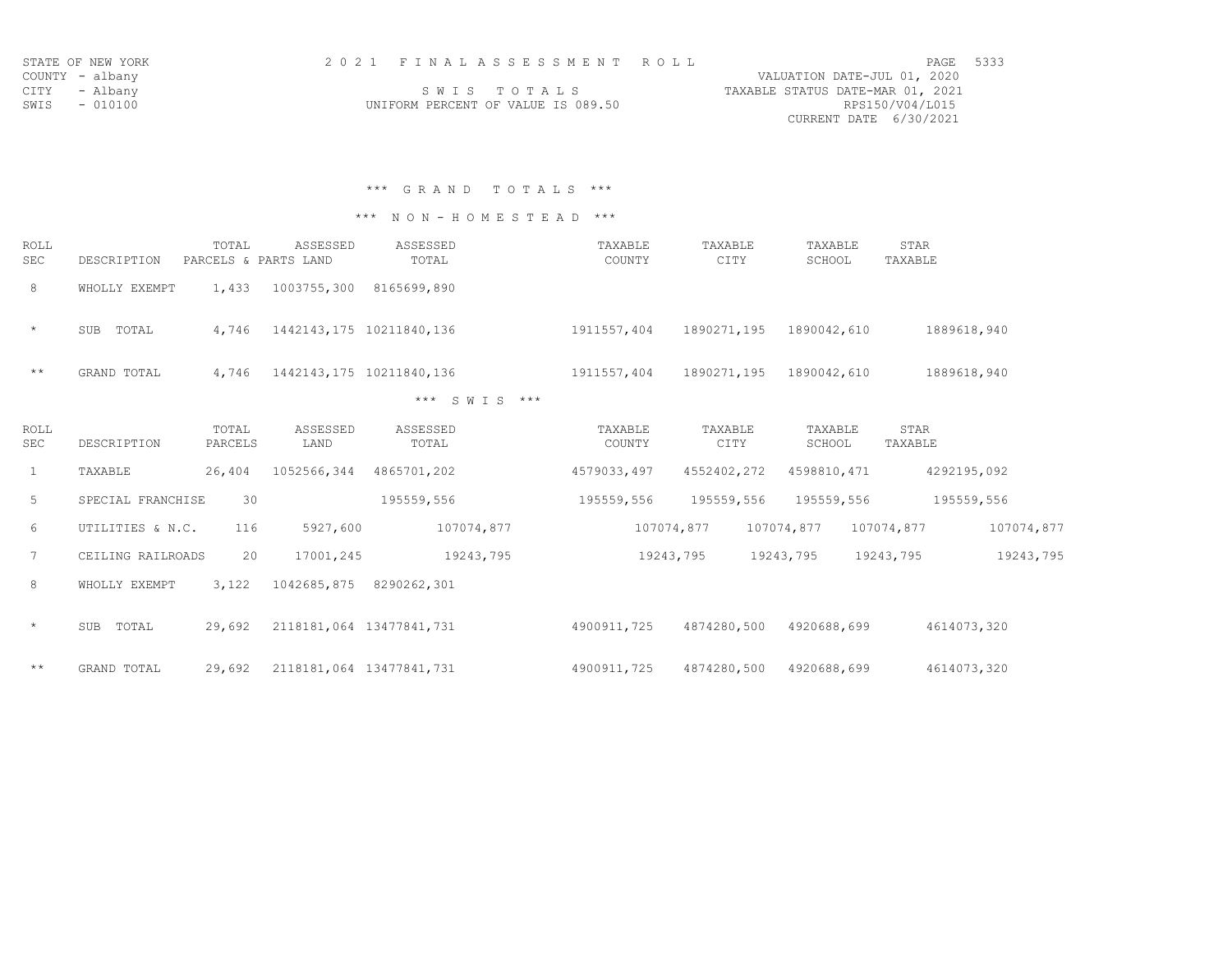STATE OF NEW YORK
COUNTY - albany
CITY - Albany
SWIS - 010100

2 0 2 1 F I N A L A S S E S S M E N T R O L L

S W I S T O T A L S

UNIFORM PERCENT OF VALUE IS 089.50

VALUATION DATE-JUL 01, 2020
TAXABLE STATUS DATE-MAR 01, 2021
RPS150/V04/L015
CURRENT DATE 6/30/2021

### *** G R A N D T O T A L S ***

### *** N O N - H O M E S T E A D ***

| ROLL SEC | DESCRIPTION | TOTAL PARCELS & PARTS | ASSESSED LAND | ASSESSED TOTAL | TAXABLE COUNTY | TAXABLE CITY | TAXABLE SCHOOL | STAR TAXABLE |
|---|---|---|---|---|---|---|---|---|
| 8 | WHOLLY EXEMPT | 1,433 | 1003755,300 | 8165699,890 | | | | |
| * | SUB TOTAL | 4,746 | 1442143,175 | 10211840,136 | 1911557,404 | 1890271,195 | 1890042,610 | 1889618,940 |
| ** | GRAND TOTAL | 4,746 | 1442143,175 | 10211840,136 | 1911557,404 | 1890271,195 | 1890042,610 | 1889618,940 |

### *** S W I S ***

| ROLL SEC | DESCRIPTION | TOTAL PARCELS | ASSESSED LAND | ASSESSED TOTAL | TAXABLE COUNTY | TAXABLE CITY | TAXABLE SCHOOL | STAR TAXABLE |
|---|---|---|---|---|---|---|---|---|
| 1 | TAXABLE | 26,404 | 1052566,344 | 4865701,202 | 4579033,497 | 4552402,272 | 4598810,471 | 4292195,092 |
| 5 | SPECIAL FRANCHISE | 30 | | 195559,556 | 195559,556 | 195559,556 | 195559,556 | 195559,556 |
| 6 | UTILITIES & N.C. | 116 | 5927,600 | 107074,877 | 107074,877 | 107074,877 | 107074,877 | 107074,877 |
| 7 | CEILING RAILROADS | 20 | 17001,245 | 19243,795 | 19243,795 | 19243,795 | 19243,795 | 19243,795 |
| 8 | WHOLLY EXEMPT | 3,122 | 1042685,875 | 8290262,301 | | | | |
| * | SUB TOTAL | 29,692 | 2118181,064 | 13477841,731 | 4900911,725 | 4874280,500 | 4920688,699 | 4614073,320 |
| ** | GRAND TOTAL | 29,692 | 2118181,064 | 13477841,731 | 4900911,725 | 4874280,500 | 4920688,699 | 4614073,320 |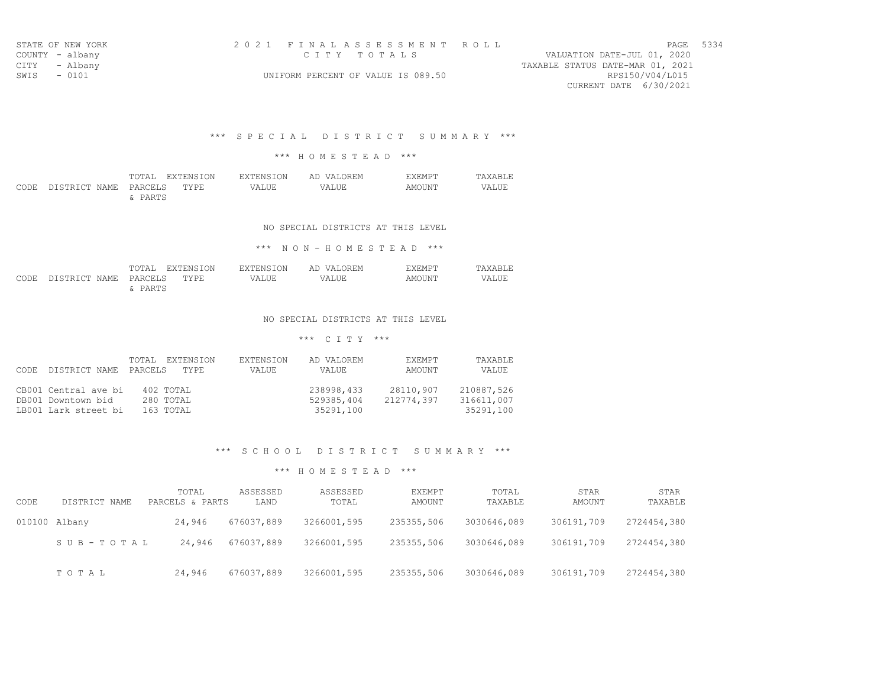STATE OF NEW YORK
COUNTY - albany
CITY - Albany
SWIS - 0101

2021 FINAL ASSESSMENT ROLL
CITY TOTALS
UNIFORM PERCENT OF VALUE IS 089.50

VALUATION DATE-JUL 01, 2020
TAXABLE STATUS DATE-MAR 01, 2021
RPS150/V04/L015
CURRENT DATE 6/30/2021

## *** SPECIAL DISTRICT SUMMARY ***

### *** HOMESTEAD ***

| CODE | DISTRICT NAME | TOTAL PARCELS & PARTS | EXTENSION TYPE | EXTENSION VALUE | AD VALOREM VALUE | EXEMPT AMOUNT | TAXABLE VALUE |
|---|---|---|---|---|---|---|---|

NO SPECIAL DISTRICTS AT THIS LEVEL

### *** NON-HOMESTEAD ***

| CODE | DISTRICT NAME | TOTAL PARCELS & PARTS | EXTENSION TYPE | EXTENSION VALUE | AD VALOREM VALUE | EXEMPT AMOUNT | TAXABLE VALUE |
|---|---|---|---|---|---|---|---|

NO SPECIAL DISTRICTS AT THIS LEVEL

### *** CITY ***

| CODE | DISTRICT NAME | TOTAL PARCELS | EXTENSION TYPE | EXTENSION VALUE | AD VALOREM VALUE | EXEMPT AMOUNT | TAXABLE VALUE |
|---|---|---|---|---|---|---|---|
| CB001 | Central ave bi | 402 | TOTAL | | 238998,433 | 28110,907 | 210887,526 |
| DB001 | Downtown bid | 280 | TOTAL | | 529385,404 | 212774,397 | 316611,007 |
| LB001 | Lark street bi | 163 | TOTAL | | 35291,100 | | 35291,100 |

## *** SCHOOL DISTRICT SUMMARY ***

### *** HOMESTEAD ***

| CODE | DISTRICT NAME | TOTAL PARCELS & PARTS | ASSESSED LAND | ASSESSED TOTAL | EXEMPT AMOUNT | TOTAL TAXABLE | STAR AMOUNT | STAR TAXABLE |
|---|---|---|---|---|---|---|---|---|
| 010100 | Albany | 24,946 | 676037,889 | 3266001,595 | 235355,506 | 3030646,089 | 306191,709 | 2724454,380 |
| | SUB-TOTAL | 24,946 | 676037,889 | 3266001,595 | 235355,506 | 3030646,089 | 306191,709 | 2724454,380 |
| | TOTAL | 24,946 | 676037,889 | 3266001,595 | 235355,506 | 3030646,089 | 306191,709 | 2724454,380 |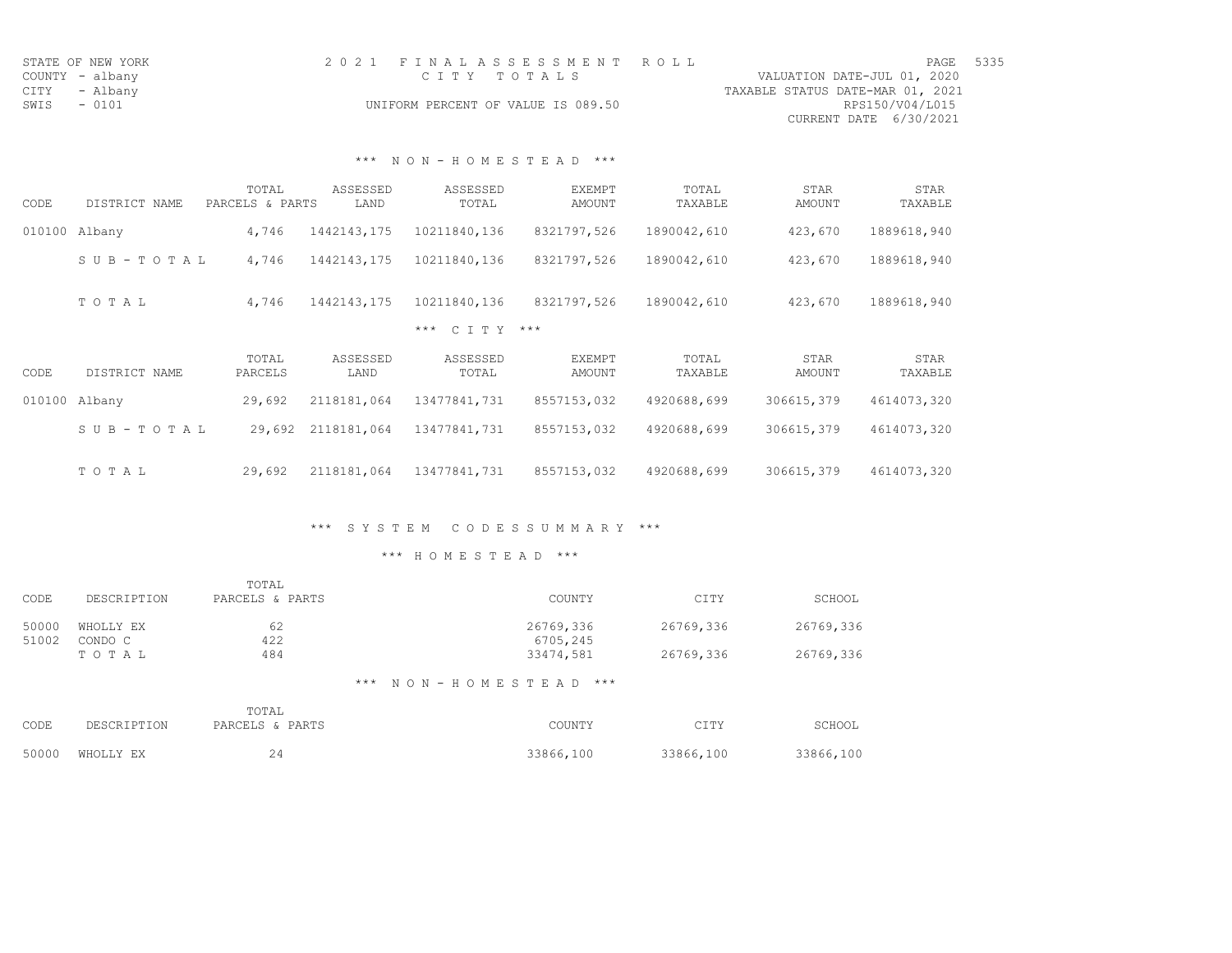STATE OF NEW YORK
COUNTY - albany
CITY - Albany
SWIS - 0101

2021 FINAL ASSESSMENT ROLL
CITY TOTALS
UNIFORM PERCENT OF VALUE IS 089.50

VALUATION DATE-JUL 01, 2020
TAXABLE STATUS DATE-MAR 01, 2021
RPS150/V04/L015
CURRENT DATE 6/30/2021

### *** NON-HOMESTEAD ***

| CODE | DISTRICT NAME | TOTAL PARCELS & PARTS | ASSESSED LAND | ASSESSED TOTAL | EXEMPT AMOUNT | TOTAL TAXABLE | STAR AMOUNT | STAR TAXABLE |
|---|---|---|---|---|---|---|---|---|
| 010100 | Albany | 4,746 | 1442143,175 | 10211840,136 | 8321797,526 | 1890042,610 | 423,670 | 1889618,940 |
| | SUB-TOTAL | 4,746 | 1442143,175 | 10211840,136 | 8321797,526 | 1890042,610 | 423,670 | 1889618,940 |
| | TOTAL | 4,746 | 1442143,175 | 10211840,136 | 8321797,526 | 1890042,610 | 423,670 | 1889618,940 |

### *** CITY ***

| CODE | DISTRICT NAME | TOTAL PARCELS | ASSESSED LAND | ASSESSED TOTAL | EXEMPT AMOUNT | TOTAL TAXABLE | STAR AMOUNT | STAR TAXABLE |
|---|---|---|---|---|---|---|---|---|
| 010100 | Albany | 29,692 | 2118181,064 | 13477841,731 | 8557153,032 | 4920688,699 | 306615,379 | 4614073,320 |
| | SUB-TOTAL | 29,692 | 2118181,064 | 13477841,731 | 8557153,032 | 4920688,699 | 306615,379 | 4614073,320 |
| | TOTAL | 29,692 | 2118181,064 | 13477841,731 | 8557153,032 | 4920688,699 | 306615,379 | 4614073,320 |

## *** SYSTEM CODES SUMMARY ***

### *** HOMESTEAD ***

| CODE | DESCRIPTION | TOTAL PARCELS & PARTS | COUNTY | CITY | SCHOOL |
|---|---|---|---|---|---|
| 50000 | WHOLLY EX | 62 | 26769,336 | 26769,336 | 26769,336 |
| 51002 | CONDO C | 422 | 6705,245 | | |
| | TOTAL | 484 | 33474,581 | 26769,336 | 26769,336 |

### *** NON-HOMESTEAD ***

| CODE | DESCRIPTION | TOTAL PARCELS & PARTS | COUNTY | CITY | SCHOOL |
|---|---|---|---|---|---|
| 50000 | WHOLLY EX | 24 | 33866,100 | 33866,100 | 33866,100 |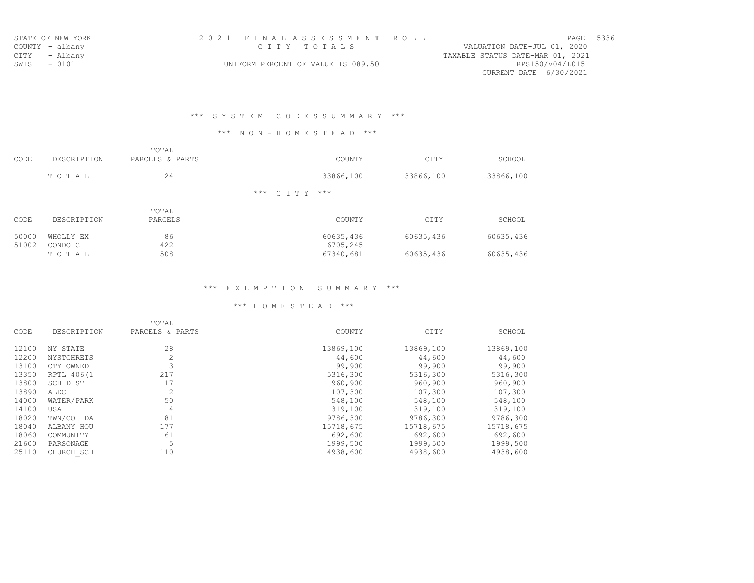STATE OF NEW YORK
COUNTY - albany
CITY - Albany
SWIS - 0101

2 0 2 1 F I N A L A S S E S S M E N T R O L L
C I T Y T O T A L S
UNIFORM PERCENT OF VALUE IS 089.50

PAGE 5336
VALUATION DATE-JUL 01, 2020
TAXABLE STATUS DATE-MAR 01, 2021
RPS150/V04/L015
CURRENT DATE 6/30/2021

## *** S Y S T E M C O D E S S U M M A R Y ***

### *** N O N - H O M E S T E A D ***

| CODE | DESCRIPTION | TOTAL PARCELS & PARTS | COUNTY | CITY | SCHOOL |
|---|---|---|---|---|---|
| | T O T A L | 24 | 33866,100 | 33866,100 | 33866,100 |

### *** C I T Y ***

| CODE | DESCRIPTION | TOTAL PARCELS | COUNTY | CITY | SCHOOL |
|---|---|---|---|---|---|
| 50000 | WHOLLY EX | 86 | 60635,436 | 60635,436 | 60635,436 |
| 51002 | CONDO C | 422 | 6705,245 | | |
| | T O T A L | 508 | 67340,681 | 60635,436 | 60635,436 |

## *** E X E M P T I O N S U M M A R Y ***

### *** H O M E S T E A D ***

| CODE | DESCRIPTION | TOTAL PARCELS & PARTS | COUNTY | CITY | SCHOOL |
|---|---|---|---|---|---|
| 12100 | NY STATE | 28 | 13869,100 | 13869,100 | 13869,100 |
| 12200 | NYSTCHRETS | 2 | 44,600 | 44,600 | 44,600 |
| 13100 | CTY OWNED | 3 | 99,900 | 99,900 | 99,900 |
| 13350 | RPTL 406(1 | 217 | 5316,300 | 5316,300 | 5316,300 |
| 13800 | SCH DIST | 17 | 960,900 | 960,900 | 960,900 |
| 13890 | ALDC | 2 | 107,300 | 107,300 | 107,300 |
| 14000 | WATER/PARK | 50 | 548,100 | 548,100 | 548,100 |
| 14100 | USA | 4 | 319,100 | 319,100 | 319,100 |
| 18020 | TWN/CO IDA | 81 | 9786,300 | 9786,300 | 9786,300 |
| 18040 | ALBANY HOU | 177 | 15718,675 | 15718,675 | 15718,675 |
| 18060 | COMMUNITY | 61 | 692,600 | 692,600 | 692,600 |
| 21600 | PARSONAGE | 5 | 1999,500 | 1999,500 | 1999,500 |
| 25110 | CHURCH_SCH | 110 | 4938,600 | 4938,600 | 4938,600 |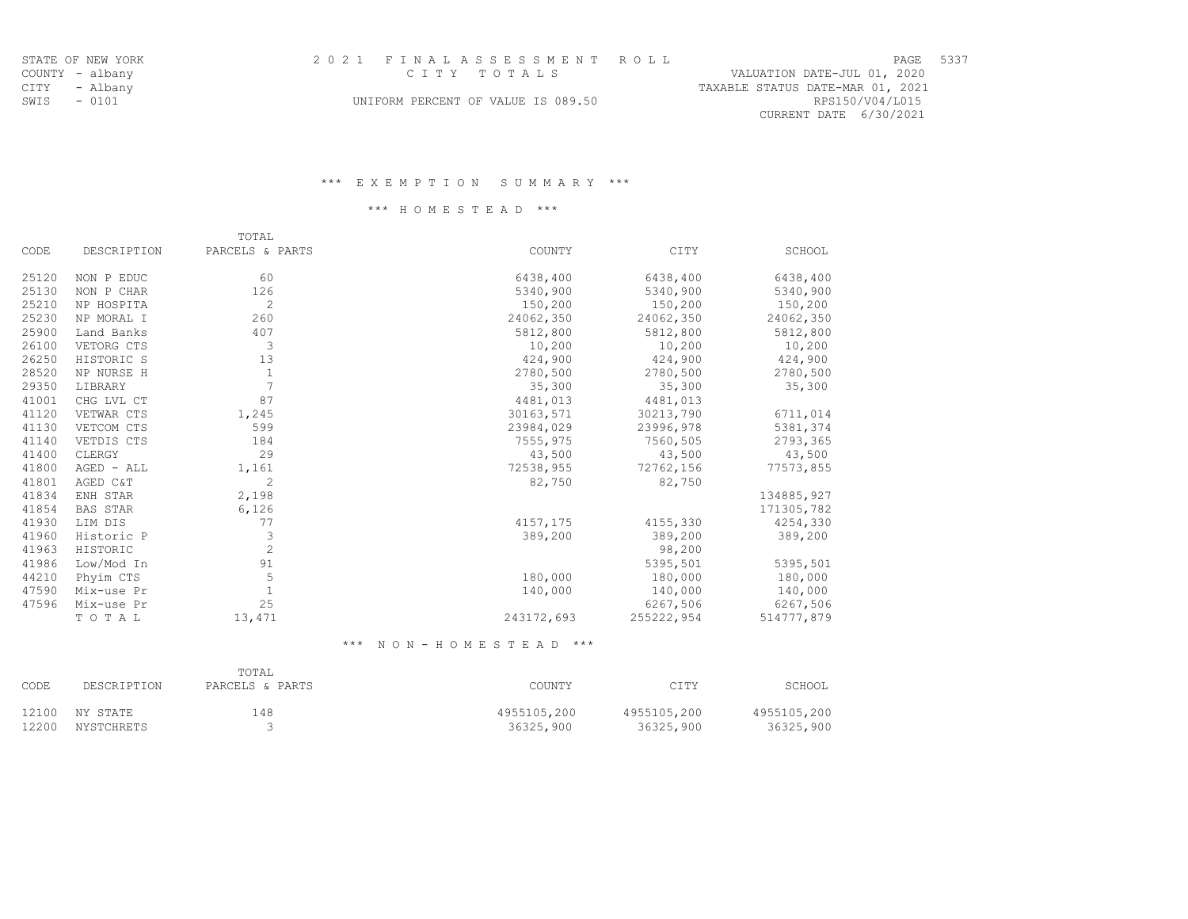STATE OF NEW YORK
COUNTY - albany
CITY - Albany
SWIS - 0101

# 2021 FINAL ASSESSMENT ROLL

CITY TOTALS

UNIFORM PERCENT OF VALUE IS 089.50

VALUATION DATE-JUL 01, 2020
TAXABLE STATUS DATE-MAR 01, 2021
RPS150/V04/L015
CURRENT DATE 6/30/2021

## *** EXEMPTION SUMMARY ***

### *** HOMESTEAD ***

| CODE | DESCRIPTION | TOTAL PARCELS & PARTS | COUNTY | CITY | SCHOOL |
|---|---|---|---|---|---|
| 25120 | NON P EDUC | 60 | 6438,400 | 6438,400 | 6438,400 |
| 25130 | NON P CHAR | 126 | 5340,900 | 5340,900 | 5340,900 |
| 25210 | NP HOSPITA | 2 | 150,200 | 150,200 | 150,200 |
| 25230 | NP MORAL I | 260 | 24062,350 | 24062,350 | 24062,350 |
| 25900 | Land Banks | 407 | 5812,800 | 5812,800 | 5812,800 |
| 26100 | VETORG CTS | 3 | 10,200 | 10,200 | 10,200 |
| 26250 | HISTORIC S | 13 | 424,900 | 424,900 | 424,900 |
| 28520 | NP NURSE H | 1 | 2780,500 | 2780,500 | 2780,500 |
| 29350 | LIBRARY | 7 | 35,300 | 35,300 | 35,300 |
| 41001 | CHG LVL CT | 87 | 4481,013 | 4481,013 | |
| 41120 | VETWAR CTS | 1,245 | 30163,571 | 30213,790 | 6711,014 |
| 41130 | VETCOM CTS | 599 | 23984,029 | 23996,978 | 5381,374 |
| 41140 | VETDIS CTS | 184 | 7555,975 | 7560,505 | 2793,365 |
| 41400 | CLERGY | 29 | 43,500 | 43,500 | 43,500 |
| 41800 | AGED - ALL | 1,161 | 72538,955 | 72762,156 | 77573,855 |
| 41801 | AGED C&T | 2 | 82,750 | 82,750 | |
| 41834 | ENH STAR | 2,198 | | | 134885,927 |
| 41854 | BAS STAR | 6,126 | | | 171305,782 |
| 41930 | LIM DIS | 77 | 4157,175 | 4155,330 | 4254,330 |
| 41960 | Historic P | 3 | 389,200 | 389,200 | 389,200 |
| 41963 | HISTORIC | 2 | | 98,200 | |
| 41986 | Low/Mod In | 91 | | 5395,501 | 5395,501 |
| 44210 | Phyim CTS | 5 | 180,000 | 180,000 | 180,000 |
| 47590 | Mix-use Pr | 1 | 140,000 | 140,000 | 140,000 |
| 47596 | Mix-use Pr | 25 | | 6267,506 | 6267,506 |
| | TOTAL | 13,471 | 243172,693 | 255222,954 | 514777,879 |

### *** NON-HOMESTEAD ***

| CODE | DESCRIPTION | TOTAL PARCELS & PARTS | COUNTY | CITY | SCHOOL |
|---|---|---|---|---|---|
| 12100 | NY STATE | 148 | 4955105,200 | 4955105,200 | 4955105,200 |
| 12200 | NYSTCHRETS | 3 | 36325,900 | 36325,900 | 36325,900 |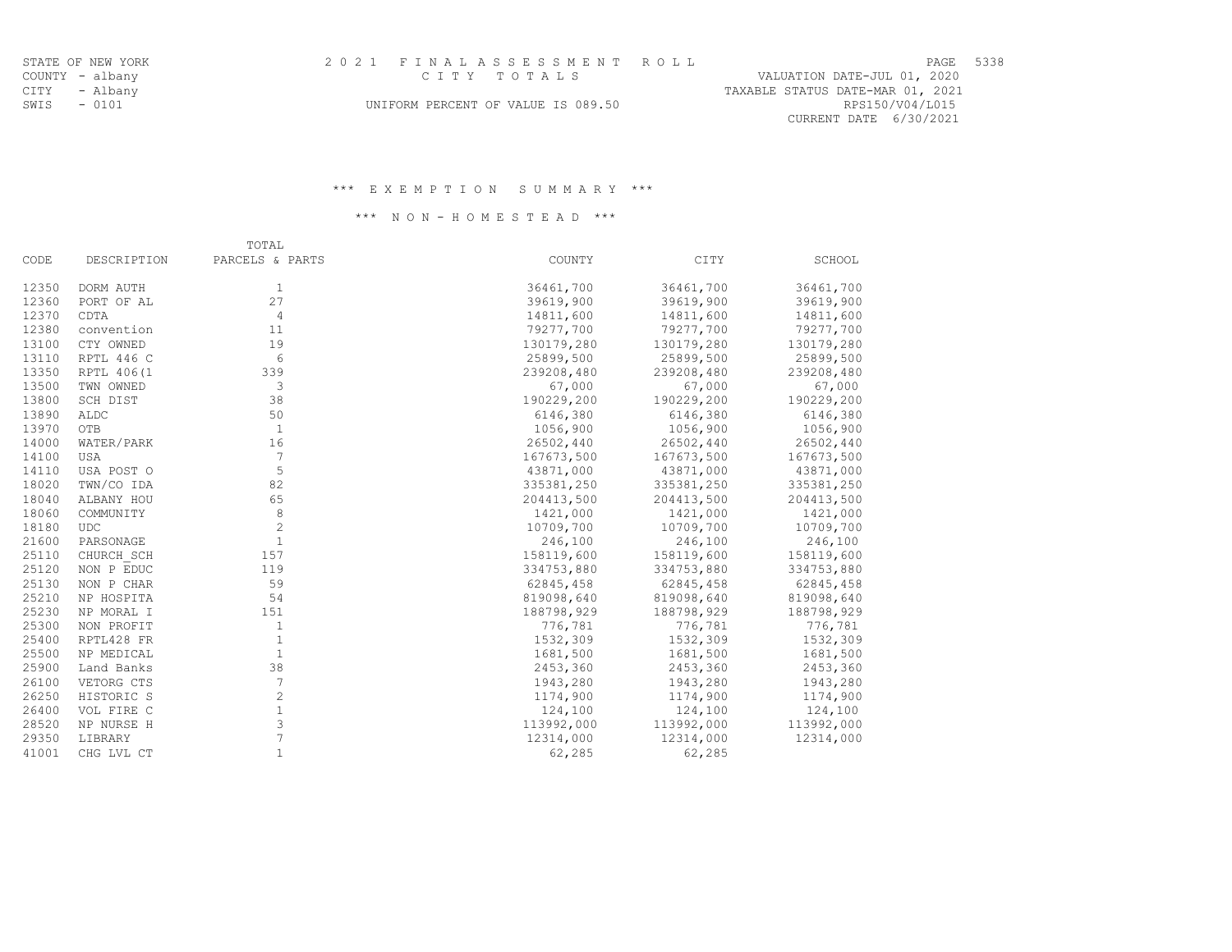STATE OF NEW YORK
COUNTY - albany
CITY - Albany
SWIS - 0101

2 0 2 1 F I N A L A S S E S S M E N T R O L L
C I T Y T O T A L S

UNIFORM PERCENT OF VALUE IS 089.50

VALUATION DATE-JUL 01, 2020
TAXABLE STATUS DATE-MAR 01, 2021
RPS150/V04/L015
CURRENT DATE 6/30/2021

### *** E X E M P T I O N S U M M A R Y ***

### *** N O N - H O M E S T E A D ***

| CODE | DESCRIPTION | TOTAL PARCELS & PARTS | COUNTY | CITY | SCHOOL |
|---|---|---|---|---|---|
| 12350 | DORM AUTH | 1 | 36461,700 | 36461,700 | 36461,700 |
| 12360 | PORT OF AL | 27 | 39619,900 | 39619,900 | 39619,900 |
| 12370 | CDTA | 4 | 14811,600 | 14811,600 | 14811,600 |
| 12380 | convention | 11 | 79277,700 | 79277,700 | 79277,700 |
| 13100 | CTY OWNED | 19 | 130179,280 | 130179,280 | 130179,280 |
| 13110 | RPTL 446 C | 6 | 25899,500 | 25899,500 | 25899,500 |
| 13350 | RPTL 406(1 | 339 | 239208,480 | 239208,480 | 239208,480 |
| 13500 | TWN OWNED | 3 | 67,000 | 67,000 | 67,000 |
| 13800 | SCH DIST | 38 | 190229,200 | 190229,200 | 190229,200 |
| 13890 | ALDC | 50 | 6146,380 | 6146,380 | 6146,380 |
| 13970 | OTB | 1 | 1056,900 | 1056,900 | 1056,900 |
| 14000 | WATER/PARK | 16 | 26502,440 | 26502,440 | 26502,440 |
| 14100 | USA | 7 | 167673,500 | 167673,500 | 167673,500 |
| 14110 | USA POST O | 5 | 43871,000 | 43871,000 | 43871,000 |
| 18020 | TWN/CO IDA | 82 | 335381,250 | 335381,250 | 335381,250 |
| 18040 | ALBANY HOU | 65 | 204413,500 | 204413,500 | 204413,500 |
| 18060 | COMMUNITY | 8 | 1421,000 | 1421,000 | 1421,000 |
| 18180 | UDC | 2 | 10709,700 | 10709,700 | 10709,700 |
| 21600 | PARSONAGE | 1 | 246,100 | 246,100 | 246,100 |
| 25110 | CHURCH_SCH | 157 | 158119,600 | 158119,600 | 158119,600 |
| 25120 | NON P EDUC | 119 | 334753,880 | 334753,880 | 334753,880 |
| 25130 | NON P CHAR | 59 | 62845,458 | 62845,458 | 62845,458 |
| 25210 | NP HOSPITA | 54 | 819098,640 | 819098,640 | 819098,640 |
| 25230 | NP MORAL I | 151 | 188798,929 | 188798,929 | 188798,929 |
| 25300 | NON PROFIT | 1 | 776,781 | 776,781 | 776,781 |
| 25400 | RPTL428 FR | 1 | 1532,309 | 1532,309 | 1532,309 |
| 25500 | NP MEDICAL | 1 | 1681,500 | 1681,500 | 1681,500 |
| 25900 | Land Banks | 38 | 2453,360 | 2453,360 | 2453,360 |
| 26100 | VETORG CTS | 7 | 1943,280 | 1943,280 | 1943,280 |
| 26250 | HISTORIC S | 2 | 1174,900 | 1174,900 | 1174,900 |
| 26400 | VOL FIRE C | 1 | 124,100 | 124,100 | 124,100 |
| 28520 | NP NURSE H | 3 | 113992,000 | 113992,000 | 113992,000 |
| 29350 | LIBRARY | 7 | 12314,000 | 12314,000 | 12314,000 |
| 41001 | CHG LVL CT | 1 | 62,285 | 62,285 | |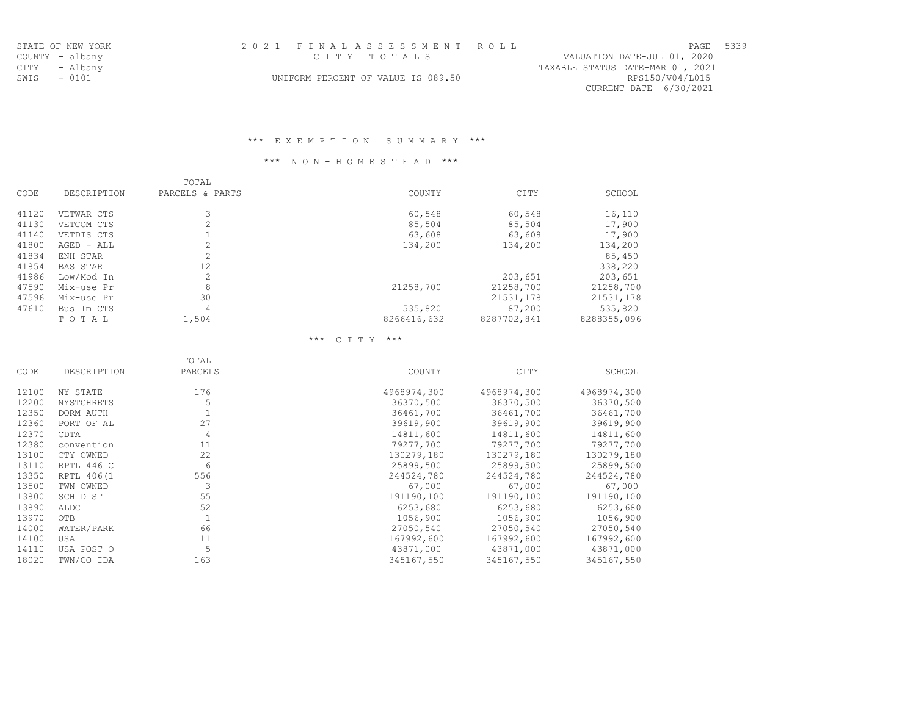STATE OF NEW YORK
COUNTY - albany
CITY - Albany
SWIS - 0101

2021 FINAL ASSESSMENT ROLL
CITY TOTALS
UNIFORM PERCENT OF VALUE IS 089.50

VALUATION DATE-JUL 01, 2020
TAXABLE STATUS DATE-MAR 01, 2021
RPS150/V04/L015
CURRENT DATE 6/30/2021

### *** EXEMPTION SUMMARY ***

### *** NON-HOMESTEAD ***

| CODE | DESCRIPTION | TOTAL PARCELS & PARTS | COUNTY | CITY | SCHOOL |
|---|---|---|---|---|---|
| 41120 | VETWAR CTS | 3 | 60,548 | 60,548 | 16,110 |
| 41130 | VETCOM CTS | 2 | 85,504 | 85,504 | 17,900 |
| 41140 | VETDIS CTS | 1 | 63,608 | 63,608 | 17,900 |
| 41800 | AGED - ALL | 2 | 134,200 | 134,200 | 134,200 |
| 41834 | ENH STAR | 2 | | | 85,450 |
| 41854 | BAS STAR | 12 | | | 338,220 |
| 41986 | Low/Mod In | 2 | | 203,651 | 203,651 |
| 47590 | Mix-use Pr | 8 | 21258,700 | 21258,700 | 21258,700 |
| 47596 | Mix-use Pr | 30 | | 21531,178 | 21531,178 |
| 47610 | Bus Im CTS | 4 | 535,820 | 87,200 | 535,820 |
| | TOTAL | 1,504 | 8266416,632 | 8287702,841 | 8288355,096 |

### *** CITY ***

| CODE | DESCRIPTION | TOTAL PARCELS | COUNTY | CITY | SCHOOL |
|---|---|---|---|---|---|
| 12100 | NY STATE | 176 | 4968974,300 | 4968974,300 | 4968974,300 |
| 12200 | NYSTCHRETS | 5 | 36370,500 | 36370,500 | 36370,500 |
| 12350 | DORM AUTH | 1 | 36461,700 | 36461,700 | 36461,700 |
| 12360 | PORT OF AL | 27 | 39619,900 | 39619,900 | 39619,900 |
| 12370 | CDTA | 4 | 14811,600 | 14811,600 | 14811,600 |
| 12380 | convention | 11 | 79277,700 | 79277,700 | 79277,700 |
| 13100 | CTY OWNED | 22 | 130279,180 | 130279,180 | 130279,180 |
| 13110 | RPTL 446 C | 6 | 25899,500 | 25899,500 | 25899,500 |
| 13350 | RPTL 406(1 | 556 | 244524,780 | 244524,780 | 244524,780 |
| 13500 | TWN OWNED | 3 | 67,000 | 67,000 | 67,000 |
| 13800 | SCH DIST | 55 | 191190,100 | 191190,100 | 191190,100 |
| 13890 | ALDC | 52 | 6253,680 | 6253,680 | 6253,680 |
| 13970 | OTB | 1 | 1056,900 | 1056,900 | 1056,900 |
| 14000 | WATER/PARK | 66 | 27050,540 | 27050,540 | 27050,540 |
| 14100 | USA | 11 | 167992,600 | 167992,600 | 167992,600 |
| 14110 | USA POST O | 5 | 43871,000 | 43871,000 | 43871,000 |
| 18020 | TWN/CO IDA | 163 | 345167,550 | 345167,550 | 345167,550 |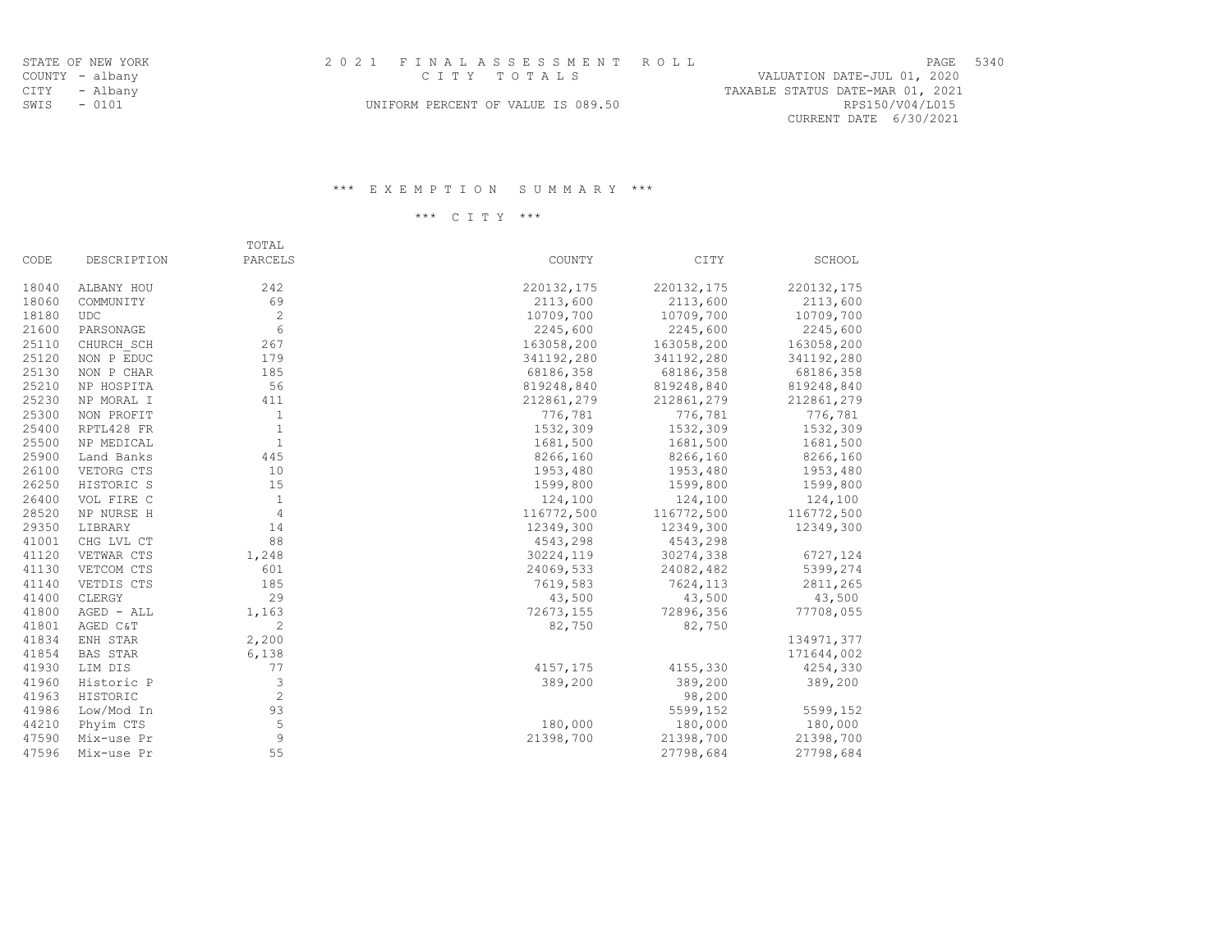STATE OF NEW YORK
COUNTY - albany
CITY - Albany
SWIS - 0101

2 0 2 1 F I N A L A S S E S S M E N T R O L L
C I T Y T O T A L S
UNIFORM PERCENT OF VALUE IS 089.50

VALUATION DATE-JUL 01, 2020
TAXABLE STATUS DATE-MAR 01, 2021
RPS150/V04/L015
CURRENT DATE 6/30/2021

### \*\*\* E X E M P T I O N S U M M A R Y \*\*\*

### \*\*\* C I T Y \*\*\*

| CODE | DESCRIPTION | TOTAL PARCELS | COUNTY | CITY | SCHOOL |
|---|---|---|---|---|---|
| 18040 | ALBANY HOU | 242 | 220132,175 | 220132,175 | 220132,175 |
| 18060 | COMMUNITY | 69 | 2113,600 | 2113,600 | 2113,600 |
| 18180 | UDC | 2 | 10709,700 | 10709,700 | 10709,700 |
| 21600 | PARSONAGE | 6 | 2245,600 | 2245,600 | 2245,600 |
| 25110 | CHURCH_SCH | 267 | 163058,200 | 163058,200 | 163058,200 |
| 25120 | NON P EDUC | 179 | 341192,280 | 341192,280 | 341192,280 |
| 25130 | NON P CHAR | 185 | 68186,358 | 68186,358 | 68186,358 |
| 25210 | NP HOSPITA | 56 | 819248,840 | 819248,840 | 819248,840 |
| 25230 | NP MORAL I | 411 | 212861,279 | 212861,279 | 212861,279 |
| 25300 | NON PROFIT | 1 | 776,781 | 776,781 | 776,781 |
| 25400 | RPTL428 FR | 1 | 1532,309 | 1532,309 | 1532,309 |
| 25500 | NP MEDICAL | 1 | 1681,500 | 1681,500 | 1681,500 |
| 25900 | Land Banks | 445 | 8266,160 | 8266,160 | 8266,160 |
| 26100 | VETORG CTS | 10 | 1953,480 | 1953,480 | 1953,480 |
| 26250 | HISTORIC S | 15 | 1599,800 | 1599,800 | 1599,800 |
| 26400 | VOL FIRE C | 1 | 124,100 | 124,100 | 124,100 |
| 28520 | NP NURSE H | 4 | 116772,500 | 116772,500 | 116772,500 |
| 29350 | LIBRARY | 14 | 12349,300 | 12349,300 | 12349,300 |
| 41001 | CHG LVL CT | 88 | 4543,298 | 4543,298 | |
| 41120 | VETWAR CTS | 1,248 | 30224,119 | 30274,338 | 6727,124 |
| 41130 | VETCOM CTS | 601 | 24069,533 | 24082,482 | 5399,274 |
| 41140 | VETDIS CTS | 185 | 7619,583 | 7624,113 | 2811,265 |
| 41400 | CLERGY | 29 | 43,500 | 43,500 | 43,500 |
| 41800 | AGED - ALL | 1,163 | 72673,155 | 72896,356 | 77708,055 |
| 41801 | AGED C&T | 2 | 82,750 | 82,750 | |
| 41834 | ENH STAR | 2,200 | | | 134971,377 |
| 41854 | BAS STAR | 6,138 | | | 171644,002 |
| 41930 | LIM DIS | 77 | 4157,175 | 4155,330 | 4254,330 |
| 41960 | Historic P | 3 | 389,200 | 389,200 | 389,200 |
| 41963 | HISTORIC | 2 | | 98,200 | |
| 41986 | Low/Mod In | 93 | | 5599,152 | 5599,152 |
| 44210 | Phyim CTS | 5 | 180,000 | 180,000 | 180,000 |
| 47590 | Mix-use Pr | 9 | 21398,700 | 21398,700 | 21398,700 |
| 47596 | Mix-use Pr | 55 | | 27798,684 | 27798,684 |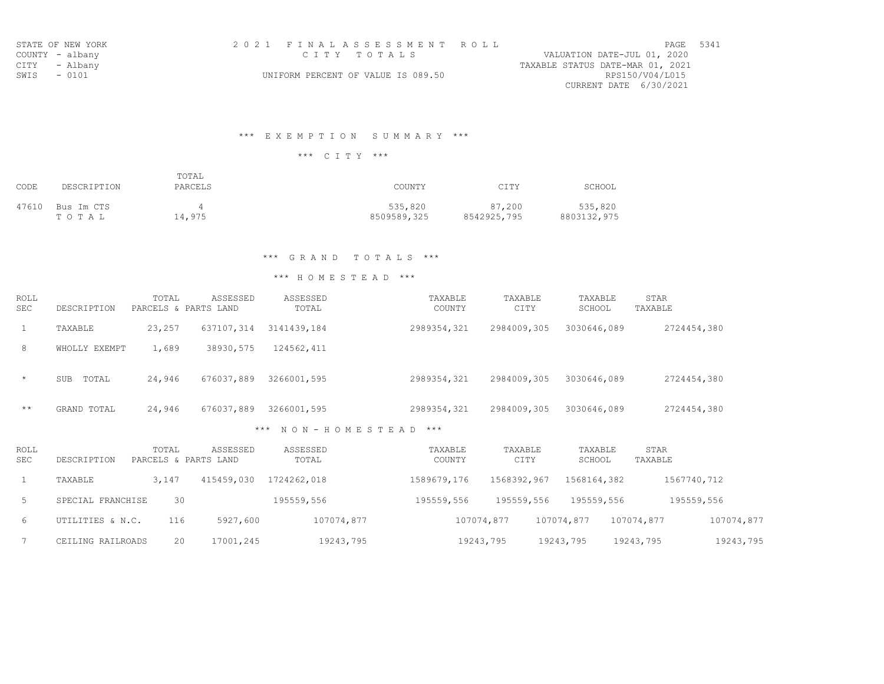STATE OF NEW YORK
COUNTY - albany
CITY - Albany
SWIS - 0101

2 0 2 1 F I N A L A S S E S S M E N T R O L L
C I T Y T O T A L S
UNIFORM PERCENT OF VALUE IS 089.50

VALUATION DATE-JUL 01, 2020
TAXABLE STATUS DATE-MAR 01, 2021
RPS150/V04/L015
CURRENT DATE 6/30/2021

## *** E X E M P T I O N S U M M A R Y ***

### *** C I T Y ***

| CODE | DESCRIPTION | TOTAL PARCELS | COUNTY | CITY | SCHOOL |
|---|---|---|---|---|---|
| 47610 | Bus Im CTS | 4 | 535,820 | 87,200 | 535,820 |
| | T O T A L | 14,975 | 8509589,325 | 8542925,795 | 8803132,975 |

## *** G R A N D T O T A L S ***

### *** H O M E S T E A D ***

| ROLL SEC | DESCRIPTION | TOTAL PARCELS & PARTS | ASSESSED LAND | ASSESSED TOTAL | TAXABLE COUNTY | TAXABLE CITY | TAXABLE SCHOOL | STAR TAXABLE |
|---|---|---|---|---|---|---|---|---|
| 1 | TAXABLE | 23,257 | 637107,314 | 3141439,184 | 2989354,321 | 2984009,305 | 3030646,089 | 2724454,380 |
| 8 | WHOLLY EXEMPT | 1,689 | 38930,575 | 124562,411 | | | | |
| * | SUB TOTAL | 24,946 | 676037,889 | 3266001,595 | 2989354,321 | 2984009,305 | 3030646,089 | 2724454,380 |
| ** | GRAND TOTAL | 24,946 | 676037,889 | 3266001,595 | 2989354,321 | 2984009,305 | 3030646,089 | 2724454,380 |

### *** N O N - H O M E S T E A D ***

| ROLL SEC | DESCRIPTION | TOTAL PARCELS & PARTS | ASSESSED LAND | ASSESSED TOTAL | TAXABLE COUNTY | TAXABLE CITY | TAXABLE SCHOOL | STAR TAXABLE |
|---|---|---|---|---|---|---|---|---|
| 1 | TAXABLE | 3,147 | 415459,030 | 1724262,018 | 1589679,176 | 1568392,967 | 1568164,382 | 1567740,712 |
| 5 | SPECIAL FRANCHISE | 30 | | 195559,556 | 195559,556 | 195559,556 | 195559,556 | 195559,556 |
| 6 | UTILITIES & N.C. | 116 | 5927,600 | 107074,877 | 107074,877 | 107074,877 | 107074,877 | 107074,877 |
| 7 | CEILING RAILROADS | 20 | 17001,245 | 19243,795 | 19243,795 | 19243,795 | 19243,795 | 19243,795 |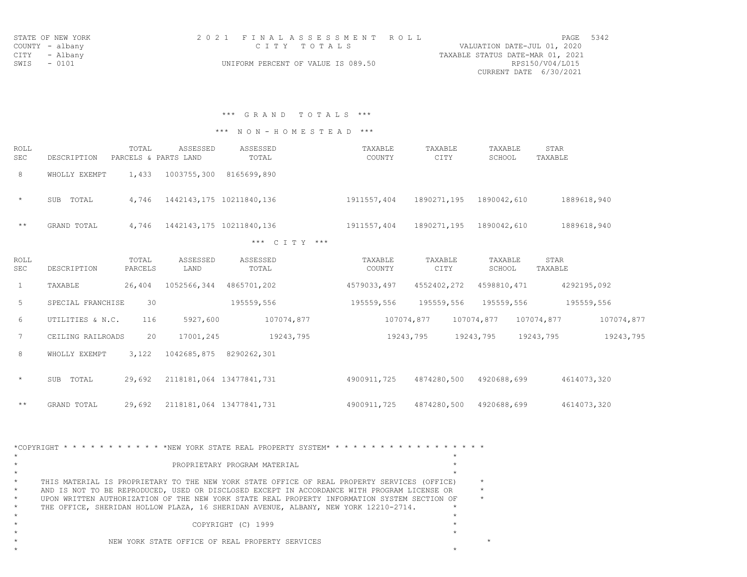STATE OF NEW YORK
COUNTY - albany
CITY - Albany
SWIS - 0101

# 2021 FINAL ASSESSMENT ROLL

CITY TOTALS

UNIFORM PERCENT OF VALUE IS 089.50

VALUATION DATE-JUL 01, 2020
TAXABLE STATUS DATE-MAR 01, 2021
RPS150/V04/L015
CURRENT DATE 6/30/2021

## *** GRAND TOTALS ***

### *** NON-HOMESTEAD ***

| ROLL SEC | DESCRIPTION | TOTAL PARCELS & PARTS | ASSESSED LAND | ASSESSED TOTAL | TAXABLE COUNTY | TAXABLE CITY | TAXABLE SCHOOL | STAR TAXABLE |
|---|---|---|---|---|---|---|---|---|
| 8 | WHOLLY EXEMPT | 1,433 | 1003755,300 | 8165699,890 | | | | |
| * | SUB TOTAL | 4,746 | 1442143,175 | 10211840,136 | 1911557,404 | 1890271,195 | 1890042,610 | 1889618,940 |
| ** | GRAND TOTAL | 4,746 | 1442143,175 | 10211840,136 | 1911557,404 | 1890271,195 | 1890042,610 | 1889618,940 |

### *** CITY ***

| ROLL SEC | DESCRIPTION | TOTAL PARCELS | ASSESSED LAND | ASSESSED TOTAL | TAXABLE COUNTY | TAXABLE CITY | TAXABLE SCHOOL | STAR TAXABLE |
|---|---|---|---|---|---|---|---|---|
| 1 | TAXABLE | 26,404 | 1052566,344 | 4865701,202 | 4579033,497 | 4552402,272 | 4598810,471 | 4292195,092 |
| 5 | SPECIAL FRANCHISE | 30 | | 195559,556 | 195559,556 | 195559,556 | 195559,556 | 195559,556 |
| 6 | UTILITIES & N.C. | 116 | 5927,600 | 107074,877 | 107074,877 | 107074,877 | 107074,877 | 107074,877 |
| 7 | CEILING RAILROADS | 20 | 17001,245 | 19243,795 | 19243,795 | 19243,795 | 19243,795 | 19243,795 |
| 8 | WHOLLY EXEMPT | 3,122 | 1042685,875 | 8290262,301 | | | | |
| * | SUB TOTAL | 29,692 | 2118181,064 | 13477841,731 | 4900911,725 | 4874280,500 | 4920688,699 | 4614073,320 |
| ** | GRAND TOTAL | 29,692 | 2118181,064 | 13477841,731 | 4900911,725 | 4874280,500 | 4920688,699 | 4614073,320 |

*COPYRIGHT * * * * * * * * * * * *NEW YORK STATE REAL PROPERTY SYSTEM* * * * * * * * * * * * * * * * * *

PROPRIETARY PROGRAM MATERIAL

THIS MATERIAL IS PROPRIETARY TO THE NEW YORK STATE OFFICE OF REAL PROPERTY SERVICES (OFFICE) AND IS NOT TO BE REPRODUCED, USED OR DISCLOSED EXCEPT IN ACCORDANCE WITH PROGRAM LICENSE OR UPON WRITTEN AUTHORIZATION OF THE NEW YORK STATE REAL PROPERTY INFORMATION SYSTEM SECTION OF THE OFFICE, SHERIDAN HOLLOW PLAZA, 16 SHERIDAN AVENUE, ALBANY, NEW YORK 12210-2714.

COPYRIGHT (C) 1999

NEW YORK STATE OFFICE OF REAL PROPERTY SERVICES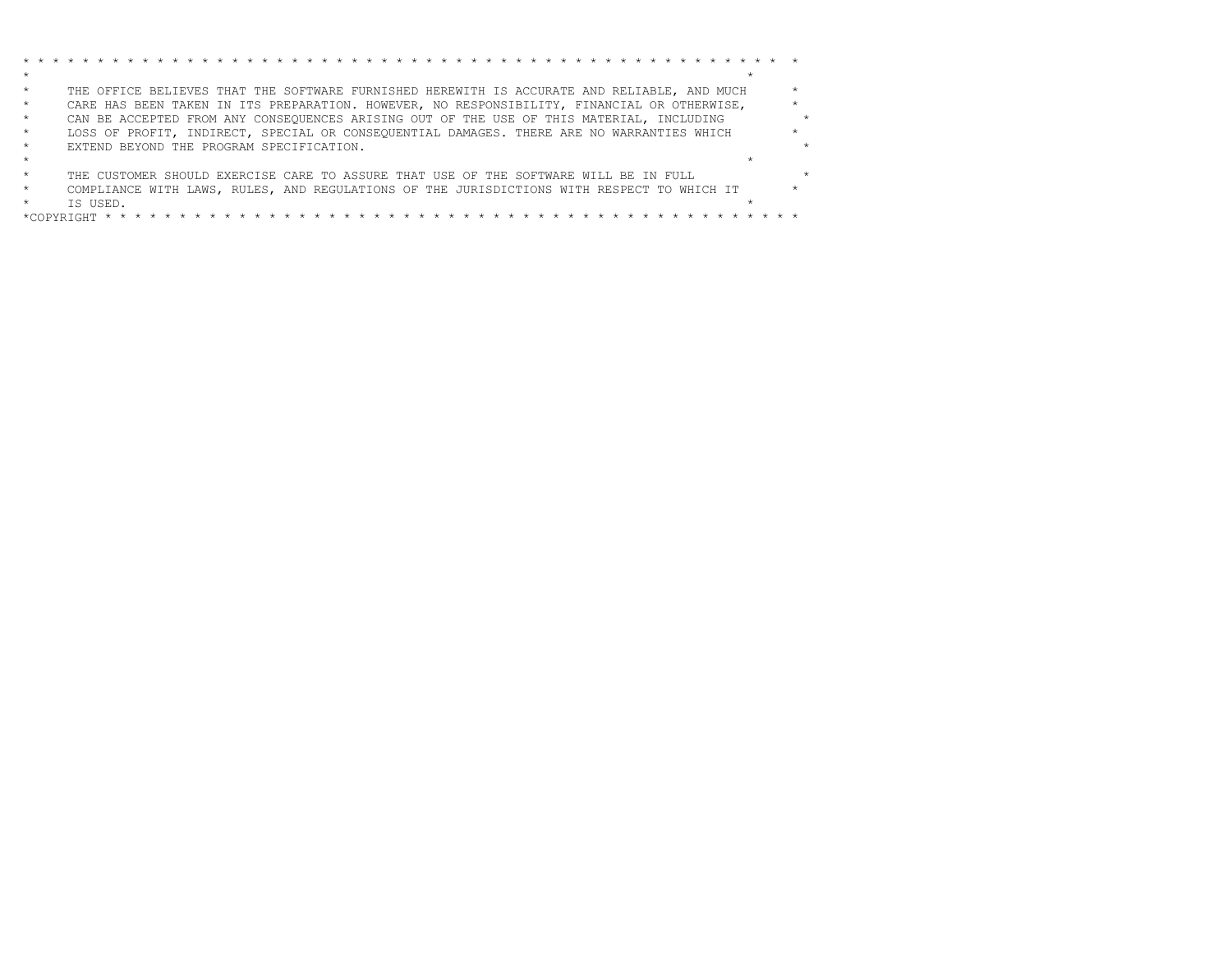```
* * * * * * * * * * * * * * * * * * * * * * * * * * * * * * * * * * * * * * * * * * * * * * * * * * * * * * * * * * *
*                                                                                                                    *
*     THE OFFICE BELIEVES THAT THE SOFTWARE FURNISHED HEREWITH IS ACCURATE AND RELIABLE, AND MUCH                    *
*     CARE HAS BEEN TAKEN IN ITS PREPARATION. HOWEVER, NO RESPONSIBILITY, FINANCIAL OR OTHERWISE,                    *
*     CAN BE ACCEPTED FROM ANY CONSEQUENCES ARISING OUT OF THE USE OF THIS MATERIAL, INCLUDING                       *
*     LOSS OF PROFIT, INDIRECT, SPECIAL OR CONSEQUENTIAL DAMAGES. THERE ARE NO WARRANTIES WHICH                      *
*     EXTEND BEYOND THE PROGRAM SPECIFICATION.                                                                       *
*                                                                                                                    *
*     THE CUSTOMER SHOULD EXERCISE CARE TO ASSURE THAT USE OF THE SOFTWARE WILL BE IN FULL                           *
*     COMPLIANCE WITH LAWS, RULES, AND REGULATIONS OF THE JURISDICTIONS WITH RESPECT TO WHICH IT                     *
*     IS USED.                                                                                                       *
*COPYRIGHT * * * * * * * * * * * * * * * * * * * * * * * * * * * * * * * * * * * * * * * * * * * * * * * * * * * * *
```